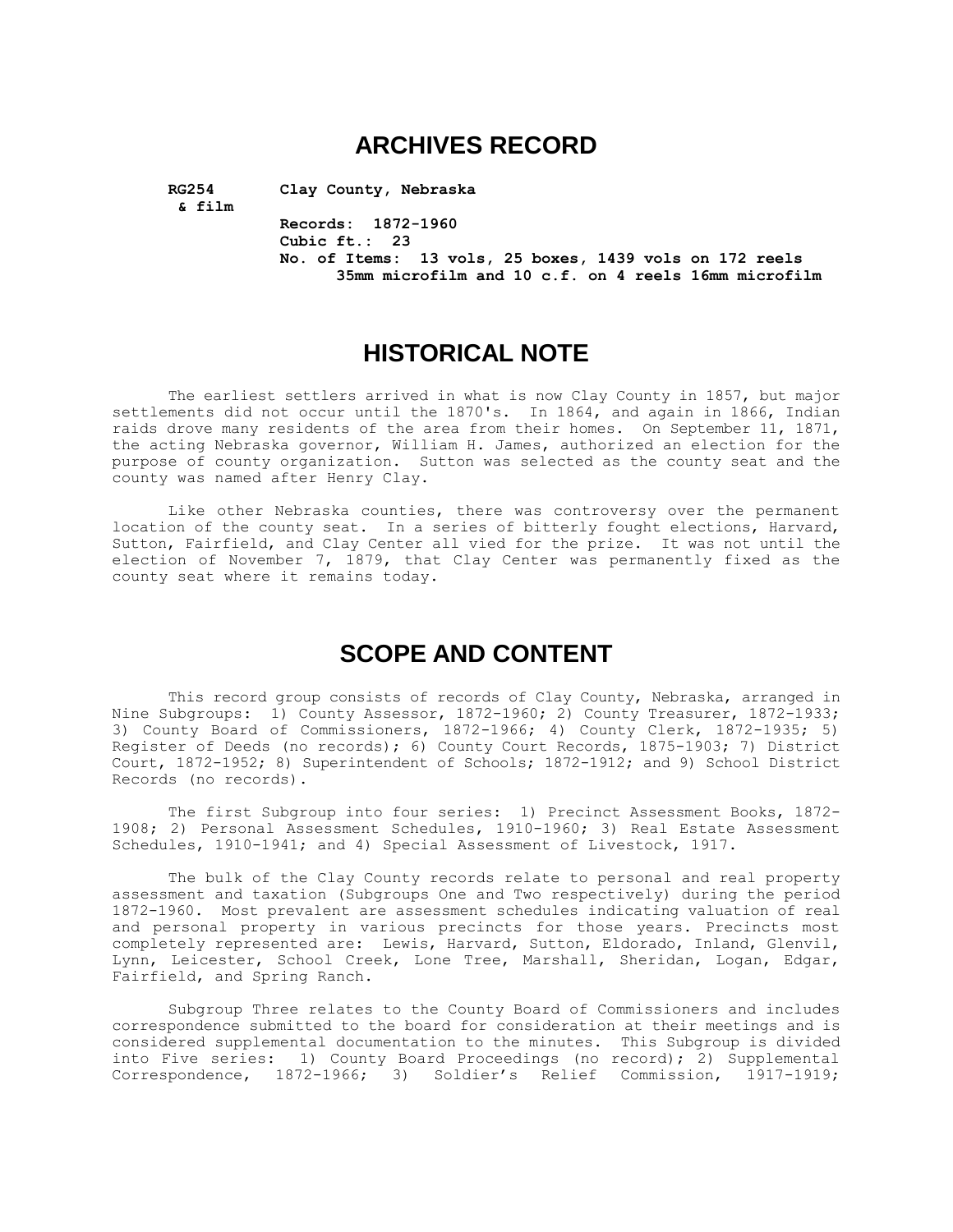# ARCHIVES RECORD

**RG254** **Clay County, Nebraska**
**& film**

**Records: 1872-1960**
**Cubic ft.: 23**
**No. of Items: 13 vols, 25 boxes, 1439 vols on 172 reels 35mm microfilm and 10 c.f. on 4 reels 16mm microfilm**

## HISTORICAL NOTE

The earliest settlers arrived in what is now Clay County in 1857, but major settlements did not occur until the 1870's. In 1864, and again in 1866, Indian raids drove many residents of the area from their homes. On September 11, 1871, the acting Nebraska governor, William H. James, authorized an election for the purpose of county organization. Sutton was selected as the county seat and the county was named after Henry Clay.

Like other Nebraska counties, there was controversy over the permanent location of the county seat. In a series of bitterly fought elections, Harvard, Sutton, Fairfield, and Clay Center all vied for the prize. It was not until the election of November 7, 1879, that Clay Center was permanently fixed as the county seat where it remains today.

## SCOPE AND CONTENT

This record group consists of records of Clay County, Nebraska, arranged in Nine Subgroups: 1) County Assessor, 1872-1960; 2) County Treasurer, 1872-1933; 3) County Board of Commissioners, 1872-1966; 4) County Clerk, 1872-1935; 5) Register of Deeds (no records); 6) County Court Records, 1875-1903; 7) District Court, 1872-1952; 8) Superintendent of Schools; 1872-1912; and 9) School District Records (no records).

The first Subgroup into four series: 1) Precinct Assessment Books, 1872-1908; 2) Personal Assessment Schedules, 1910-1960; 3) Real Estate Assessment Schedules, 1910-1941; and 4) Special Assessment of Livestock, 1917.

The bulk of the Clay County records relate to personal and real property assessment and taxation (Subgroups One and Two respectively) during the period 1872-1960. Most prevalent are assessment schedules indicating valuation of real and personal property in various precincts for those years. Precincts most completely represented are: Lewis, Harvard, Sutton, Eldorado, Inland, Glenvil, Lynn, Leicester, School Creek, Lone Tree, Marshall, Sheridan, Logan, Edgar, Fairfield, and Spring Ranch.

Subgroup Three relates to the County Board of Commissioners and includes correspondence submitted to the board for consideration at their meetings and is considered supplemental documentation to the minutes. This Subgroup is divided into Five series: 1) County Board Proceedings (no record); 2) Supplemental Correspondence, 1872-1966; 3) Soldier's Relief Commission, 1917-1919;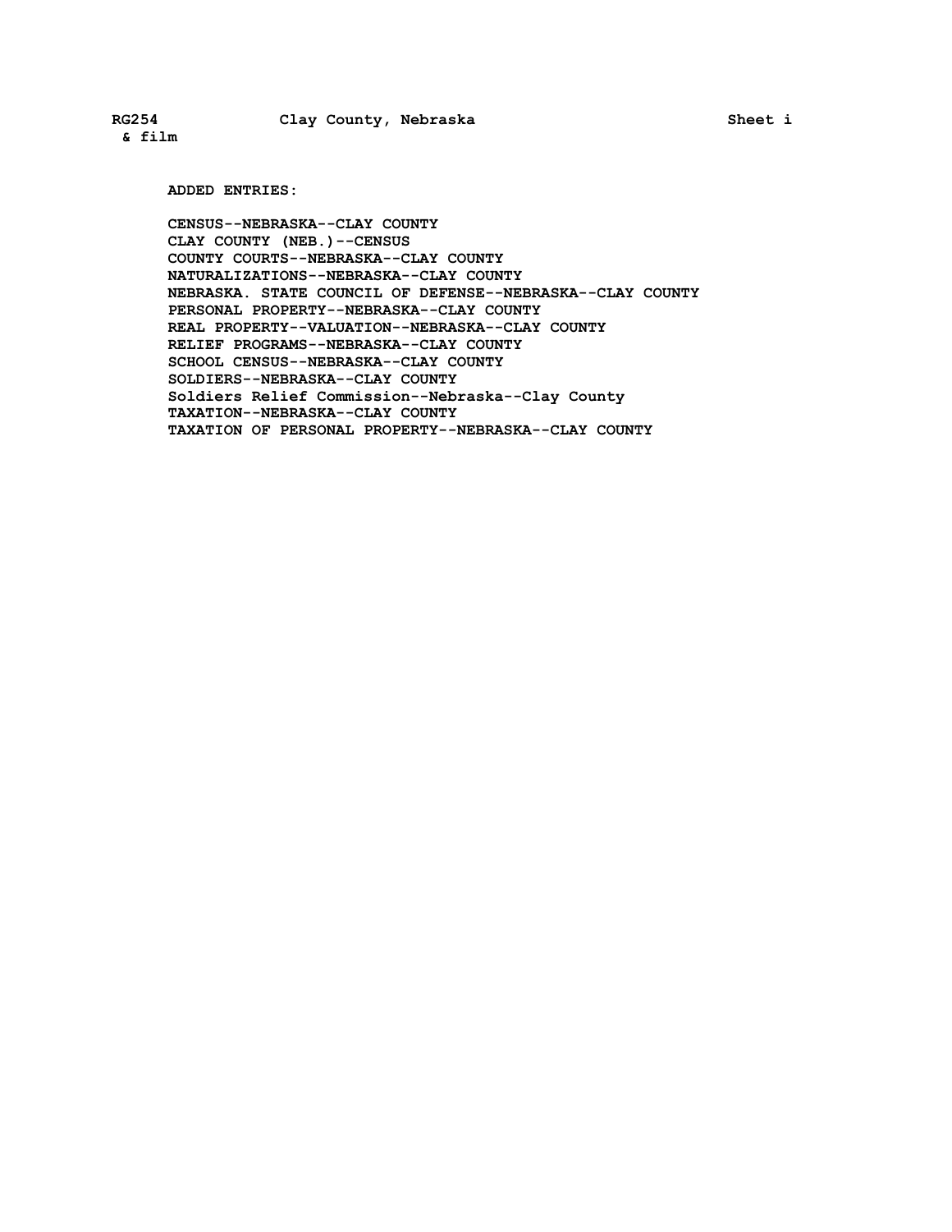**ADDED ENTRIES:**

**CENSUS--NEBRASKA--CLAY COUNTY**
**CLAY COUNTY (NEB.)--CENSUS**
**COUNTY COURTS--NEBRASKA--CLAY COUNTY**
**NATURALIZATIONS--NEBRASKA--CLAY COUNTY**
**NEBRASKA. STATE COUNCIL OF DEFENSE--NEBRASKA--CLAY COUNTY**
**PERSONAL PROPERTY--NEBRASKA--CLAY COUNTY**
**REAL PROPERTY--VALUATION--NEBRASKA--CLAY COUNTY**
**RELIEF PROGRAMS--NEBRASKA--CLAY COUNTY**
**SCHOOL CENSUS--NEBRASKA--CLAY COUNTY**
**SOLDIERS--NEBRASKA--CLAY COUNTY**
**Soldiers Relief Commission--Nebraska--Clay County**
**TAXATION--NEBRASKA--CLAY COUNTY**
**TAXATION OF PERSONAL PROPERTY--NEBRASKA--CLAY COUNTY**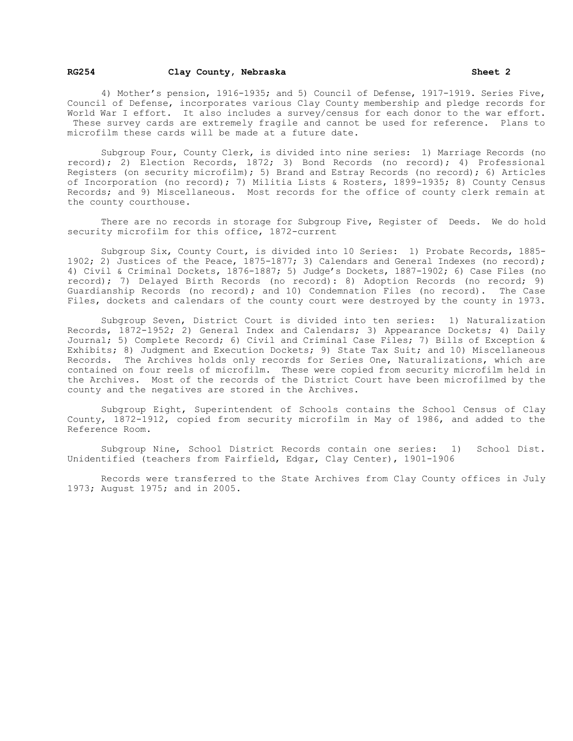4) Mother's pension, 1916-1935; and 5) Council of Defense, 1917-1919. Series Five, Council of Defense, incorporates various Clay County membership and pledge records for World War I effort. It also includes a survey/census for each donor to the war effort. These survey cards are extremely fragile and cannot be used for reference. Plans to microfilm these cards will be made at a future date.

Subgroup Four, County Clerk, is divided into nine series: 1) Marriage Records (no record); 2) Election Records, 1872; 3) Bond Records (no record); 4) Professional Registers (on security microfilm); 5) Brand and Estray Records (no record); 6) Articles of Incorporation (no record); 7) Militia Lists & Rosters, 1899-1935; 8) County Census Records; and 9) Miscellaneous. Most records for the office of county clerk remain at the county courthouse.

There are no records in storage for Subgroup Five, Register of Deeds. We do hold security microfilm for this office, 1872-current

Subgroup Six, County Court, is divided into 10 Series: 1) Probate Records, 1885-1902; 2) Justices of the Peace, 1875-1877; 3) Calendars and General Indexes (no record); 4) Civil & Criminal Dockets, 1876-1887; 5) Judge's Dockets, 1887-1902; 6) Case Files (no record); 7) Delayed Birth Records (no record): 8) Adoption Records (no record; 9) Guardianship Records (no record); and 10) Condemnation Files (no record). The Case Files, dockets and calendars of the county court were destroyed by the county in 1973.

Subgroup Seven, District Court is divided into ten series: 1) Naturalization Records, 1872-1952; 2) General Index and Calendars; 3) Appearance Dockets; 4) Daily Journal; 5) Complete Record; 6) Civil and Criminal Case Files; 7) Bills of Exception & Exhibits; 8) Judgment and Execution Dockets; 9) State Tax Suit; and 10) Miscellaneous Records. The Archives holds only records for Series One, Naturalizations, which are contained on four reels of microfilm. These were copied from security microfilm held in the Archives. Most of the records of the District Court have been microfilmed by the county and the negatives are stored in the Archives.

Subgroup Eight, Superintendent of Schools contains the School Census of Clay County, 1872-1912, copied from security microfilm in May of 1986, and added to the Reference Room.

Subgroup Nine, School District Records contain one series: 1) School Dist. Unidentified (teachers from Fairfield, Edgar, Clay Center), 1901-1906

Records were transferred to the State Archives from Clay County offices in July 1973; August 1975; and in 2005.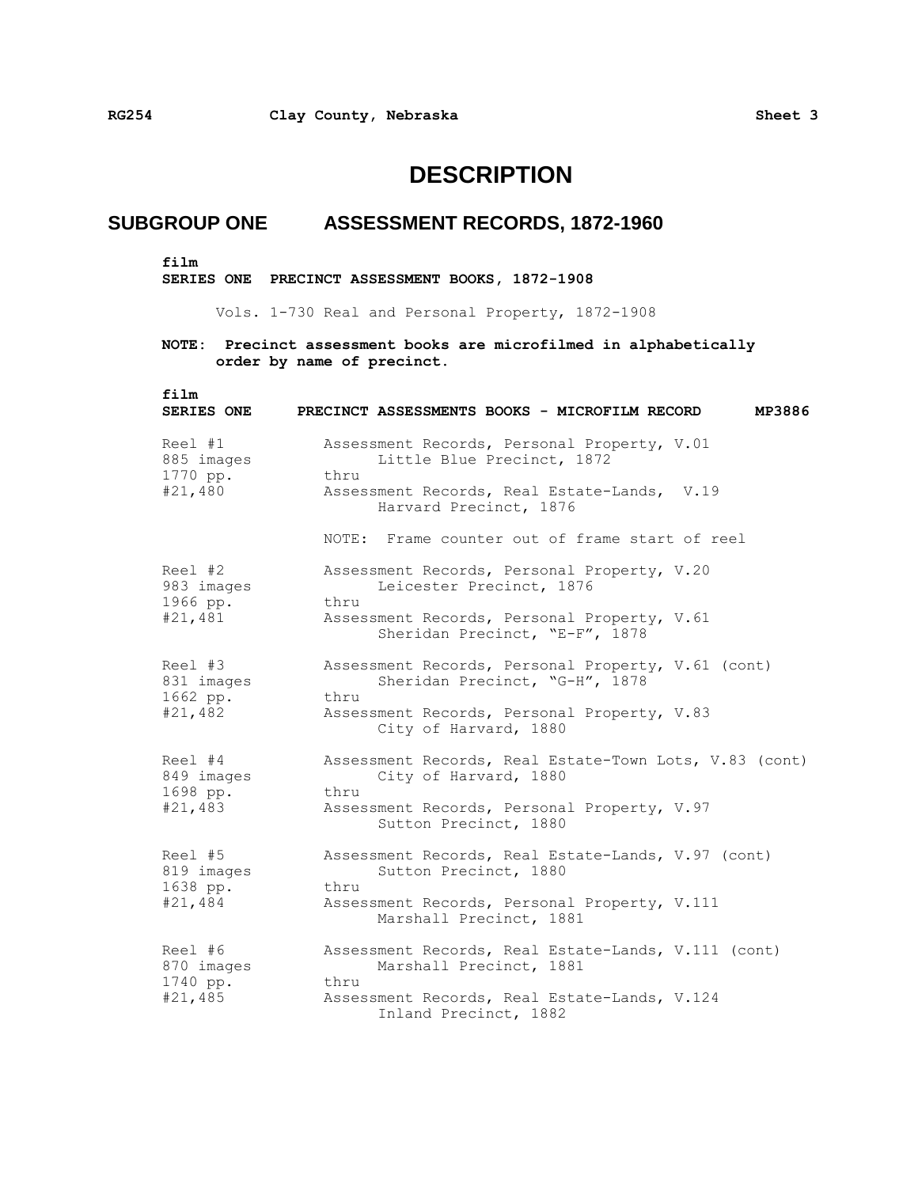# DESCRIPTION

## SUBGROUP ONE ASSESSMENT RECORDS, 1872-1960

**film**
**SERIES ONE PRECINCT ASSESSMENT BOOKS, 1872-1908**

Vols. 1-730 Real and Personal Property, 1872-1908

**NOTE: Precinct assessment books are microfilmed in alphabetically order by name of precinct.**

**film**
**SERIES ONE PRECINCT ASSESSMENTS BOOKS - MICROFILM RECORD MP3886**

| Reel | Contents |
|---|---|
| Reel #1<br>885 images<br>1770 pp.<br>#21,480 | Assessment Records, Personal Property, V.01<br>Little Blue Precinct, 1872<br>thru<br>Assessment Records, Real Estate-Lands, V.19<br>Harvard Precinct, 1876<br><br>NOTE: Frame counter out of frame start of reel |
| Reel #2<br>983 images<br>1966 pp.<br>#21,481 | Assessment Records, Personal Property, V.20<br>Leicester Precinct, 1876<br>thru<br>Assessment Records, Personal Property, V.61<br>Sheridan Precinct, "E-F", 1878 |
| Reel #3<br>831 images<br>1662 pp.<br>#21,482 | Assessment Records, Personal Property, V.61 (cont)<br>Sheridan Precinct, "G-H", 1878<br>thru<br>Assessment Records, Personal Property, V.83<br>City of Harvard, 1880 |
| Reel #4<br>849 images<br>1698 pp.<br>#21,483 | Assessment Records, Real Estate-Town Lots, V.83 (cont)<br>City of Harvard, 1880<br>thru<br>Assessment Records, Personal Property, V.97<br>Sutton Precinct, 1880 |
| Reel #5<br>819 images<br>1638 pp.<br>#21,484 | Assessment Records, Real Estate-Lands, V.97 (cont)<br>Sutton Precinct, 1880<br>thru<br>Assessment Records, Personal Property, V.111<br>Marshall Precinct, 1881 |
| Reel #6<br>870 images<br>1740 pp.<br>#21,485 | Assessment Records, Real Estate-Lands, V.111 (cont)<br>Marshall Precinct, 1881<br>thru<br>Assessment Records, Real Estate-Lands, V.124<br>Inland Precinct, 1882 |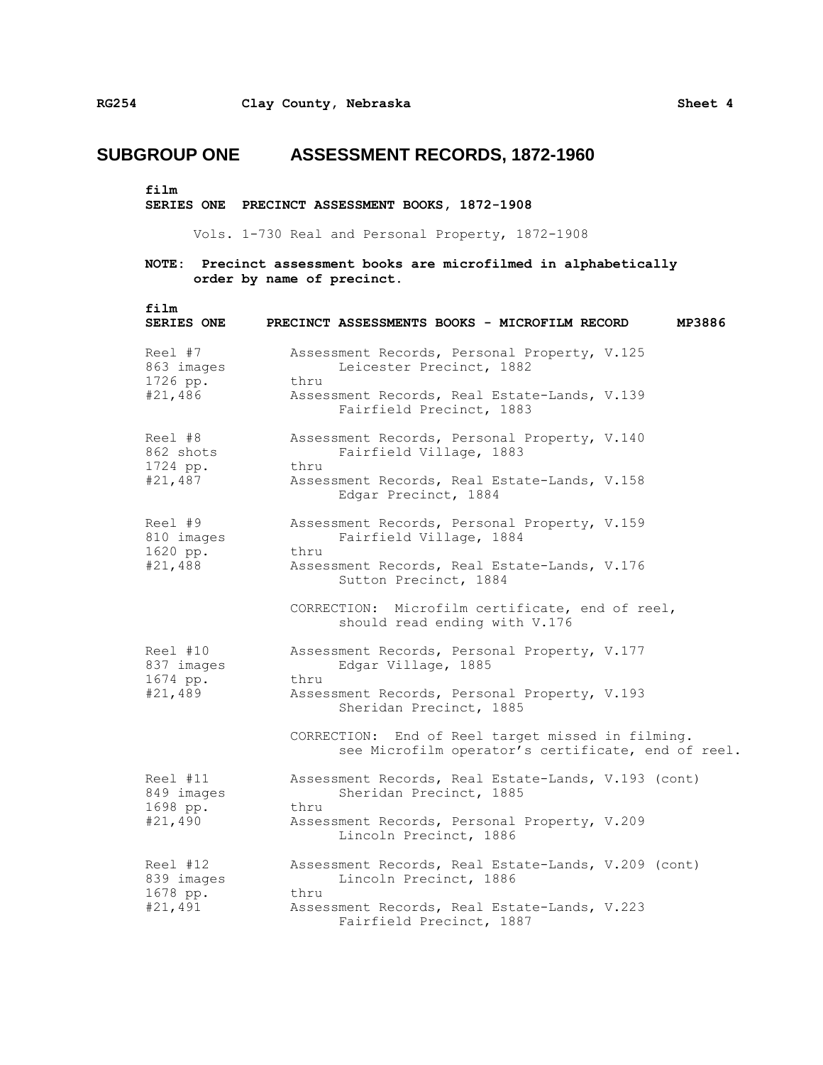## SUBGROUP ONE ASSESSMENT RECORDS, 1872-1960

**film**
**SERIES ONE PRECINCT ASSESSMENT BOOKS, 1872-1908**

Vols. 1-730 Real and Personal Property, 1872-1908

**NOTE: Precinct assessment books are microfilmed in alphabetically order by name of precinct.**

**film**
**SERIES ONE PRECINCT ASSESSMENTS BOOKS - MICROFILM RECORD MP3886**

| Reel | Contents |
|---|---|
| Reel #7<br>863 images<br>1726 pp.<br>#21,486 | Assessment Records, Personal Property, V.125<br>Leicester Precinct, 1882<br>thru<br>Assessment Records, Real Estate-Lands, V.139<br>Fairfield Precinct, 1883 |
| Reel #8<br>862 shots<br>1724 pp.<br>#21,487 | Assessment Records, Personal Property, V.140<br>Fairfield Village, 1883<br>thru<br>Assessment Records, Real Estate-Lands, V.158<br>Edgar Precinct, 1884 |
| Reel #9<br>810 images<br>1620 pp.<br>#21,488 | Assessment Records, Personal Property, V.159<br>Fairfield Village, 1884<br>thru<br>Assessment Records, Real Estate-Lands, V.176<br>Sutton Precinct, 1884<br><br>CORRECTION: Microfilm certificate, end of reel, should read ending with V.176 |
| Reel #10<br>837 images<br>1674 pp.<br>#21,489 | Assessment Records, Personal Property, V.177<br>Edgar Village, 1885<br>thru<br>Assessment Records, Personal Property, V.193<br>Sheridan Precinct, 1885<br><br>CORRECTION: End of Reel target missed in filming. see Microfilm operator's certificate, end of reel. |
| Reel #11<br>849 images<br>1698 pp.<br>#21,490 | Assessment Records, Real Estate-Lands, V.193 (cont)<br>Sheridan Precinct, 1885<br>thru<br>Assessment Records, Personal Property, V.209<br>Lincoln Precinct, 1886 |
| Reel #12<br>839 images<br>1678 pp.<br>#21,491 | Assessment Records, Real Estate-Lands, V.209 (cont)<br>Lincoln Precinct, 1886<br>thru<br>Assessment Records, Real Estate-Lands, V.223<br>Fairfield Precinct, 1887 |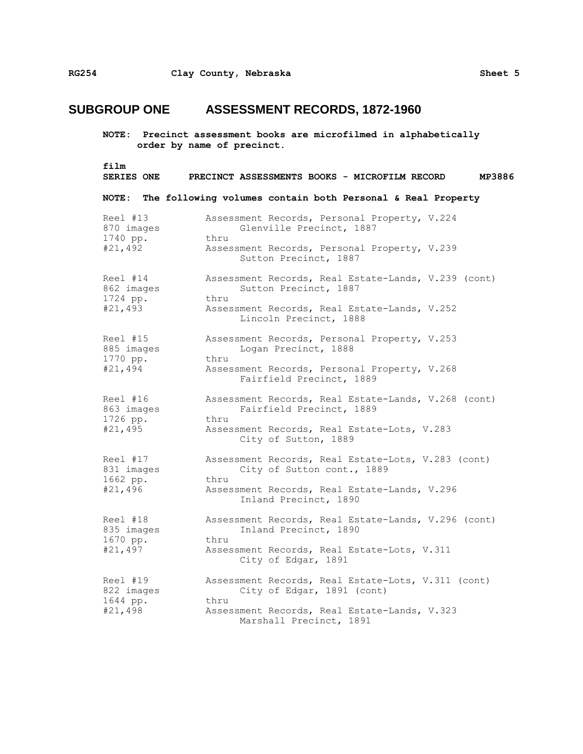## SUBGROUP ONE ASSESSMENT RECORDS, 1872-1960

**NOTE: Precinct assessment books are microfilmed in alphabetically order by name of precinct.**

**film**
**SERIES ONE PRECINCT ASSESSMENTS BOOKS - MICROFILM RECORD MP3886**

**NOTE: The following volumes contain both Personal & Real Property**

| | |
|---|---|
| Reel #13<br>870 images<br>1740 pp.<br>#21,492 | Assessment Records, Personal Property, V.224<br>Glenville Precinct, 1887<br>thru<br>Assessment Records, Personal Property, V.239<br>Sutton Precinct, 1887 |
| Reel #14<br>862 images<br>1724 pp.<br>#21,493 | Assessment Records, Real Estate-Lands, V.239 (cont)<br>Sutton Precinct, 1887<br>thru<br>Assessment Records, Real Estate-Lands, V.252<br>Lincoln Precinct, 1888 |
| Reel #15<br>885 images<br>1770 pp.<br>#21,494 | Assessment Records, Personal Property, V.253<br>Logan Precinct, 1888<br>thru<br>Assessment Records, Personal Property, V.268<br>Fairfield Precinct, 1889 |
| Reel #16<br>863 images<br>1726 pp.<br>#21,495 | Assessment Records, Real Estate-Lands, V.268 (cont)<br>Fairfield Precinct, 1889<br>thru<br>Assessment Records, Real Estate-Lots, V.283<br>City of Sutton, 1889 |
| Reel #17<br>831 images<br>1662 pp.<br>#21,496 | Assessment Records, Real Estate-Lots, V.283 (cont)<br>City of Sutton cont., 1889<br>thru<br>Assessment Records, Real Estate-Lands, V.296<br>Inland Precinct, 1890 |
| Reel #18<br>835 images<br>1670 pp.<br>#21,497 | Assessment Records, Real Estate-Lands, V.296 (cont)<br>Inland Precinct, 1890<br>thru<br>Assessment Records, Real Estate-Lots, V.311<br>City of Edgar, 1891 |
| Reel #19<br>822 images<br>1644 pp.<br>#21,498 | Assessment Records, Real Estate-Lots, V.311 (cont)<br>City of Edgar, 1891 (cont)<br>thru<br>Assessment Records, Real Estate-Lands, V.323<br>Marshall Precinct, 1891 |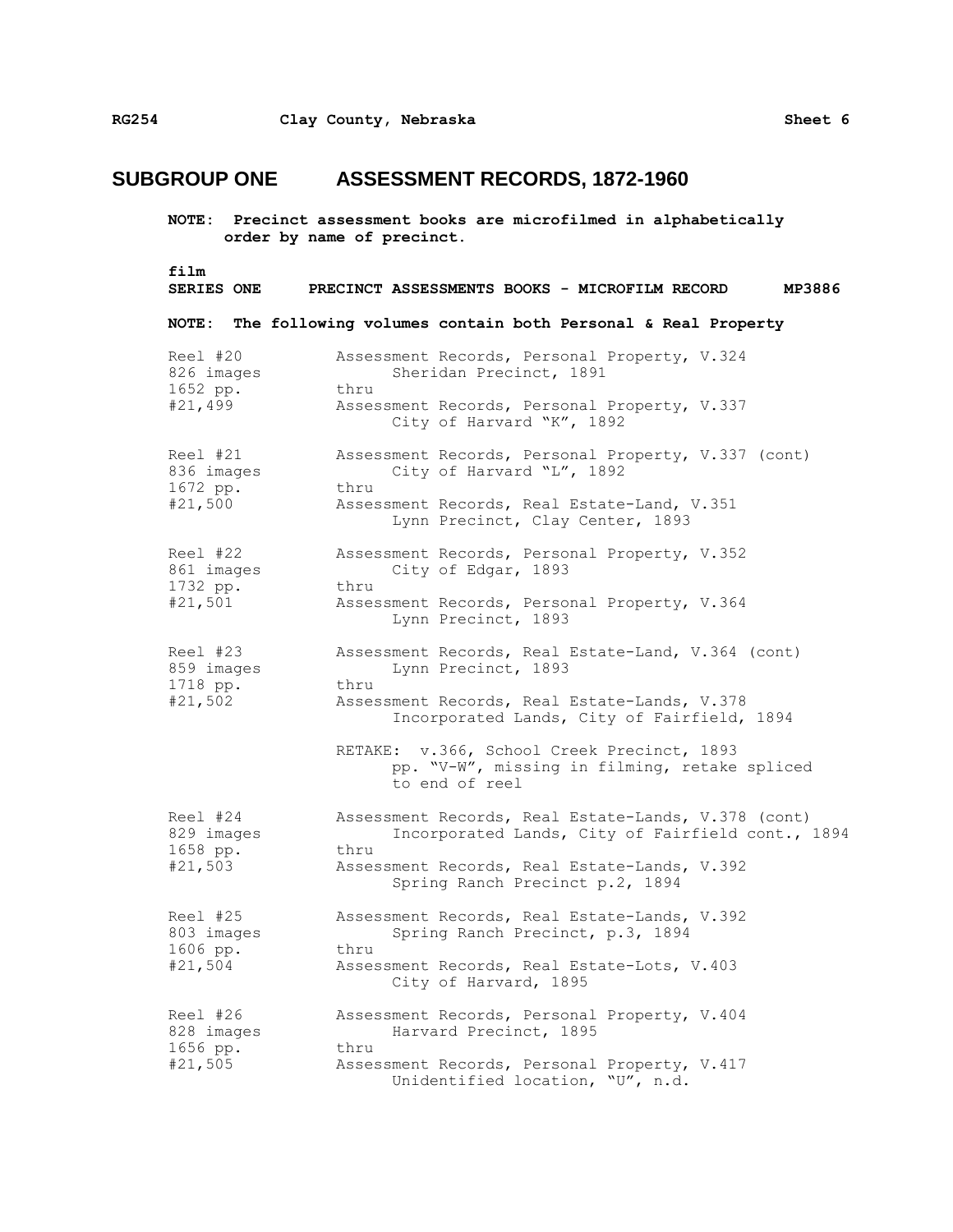# SUBGROUP ONE ASSESSMENT RECORDS, 1872-1960

**NOTE: Precinct assessment books are microfilmed in alphabetically order by name of precinct.**

**film**
**SERIES ONE PRECINCT ASSESSMENTS BOOKS - MICROFILM RECORD MP3886**

**NOTE: The following volumes contain both Personal & Real Property**

| | |
|---|---|
| Reel #20<br>826 images<br>1652 pp.<br>#21,499 | Assessment Records, Personal Property, V.324<br>Sheridan Precinct, 1891<br>thru<br>Assessment Records, Personal Property, V.337<br>City of Harvard "K", 1892 |
| Reel #21<br>836 images<br>1672 pp.<br>#21,500 | Assessment Records, Personal Property, V.337 (cont)<br>City of Harvard "L", 1892<br>thru<br>Assessment Records, Real Estate-Land, V.351<br>Lynn Precinct, Clay Center, 1893 |
| Reel #22<br>861 images<br>1732 pp.<br>#21,501 | Assessment Records, Personal Property, V.352<br>City of Edgar, 1893<br>thru<br>Assessment Records, Personal Property, V.364<br>Lynn Precinct, 1893 |
| Reel #23<br>859 images<br>1718 pp.<br>#21,502 | Assessment Records, Real Estate-Land, V.364 (cont)<br>Lynn Precinct, 1893<br>thru<br>Assessment Records, Real Estate-Lands, V.378<br>Incorporated Lands, City of Fairfield, 1894<br><br>RETAKE: v.366, School Creek Precinct, 1893<br>pp. "V-W", missing in filming, retake spliced to end of reel |
| Reel #24<br>829 images<br>1658 pp.<br>#21,503 | Assessment Records, Real Estate-Lands, V.378 (cont)<br>Incorporated Lands, City of Fairfield cont., 1894<br>thru<br>Assessment Records, Real Estate-Lands, V.392<br>Spring Ranch Precinct p.2, 1894 |
| Reel #25<br>803 images<br>1606 pp.<br>#21,504 | Assessment Records, Real Estate-Lands, V.392<br>Spring Ranch Precinct, p.3, 1894<br>thru<br>Assessment Records, Real Estate-Lots, V.403<br>City of Harvard, 1895 |
| Reel #26<br>828 images<br>1656 pp.<br>#21,505 | Assessment Records, Personal Property, V.404<br>Harvard Precinct, 1895<br>thru<br>Assessment Records, Personal Property, V.417<br>Unidentified location, "U", n.d. |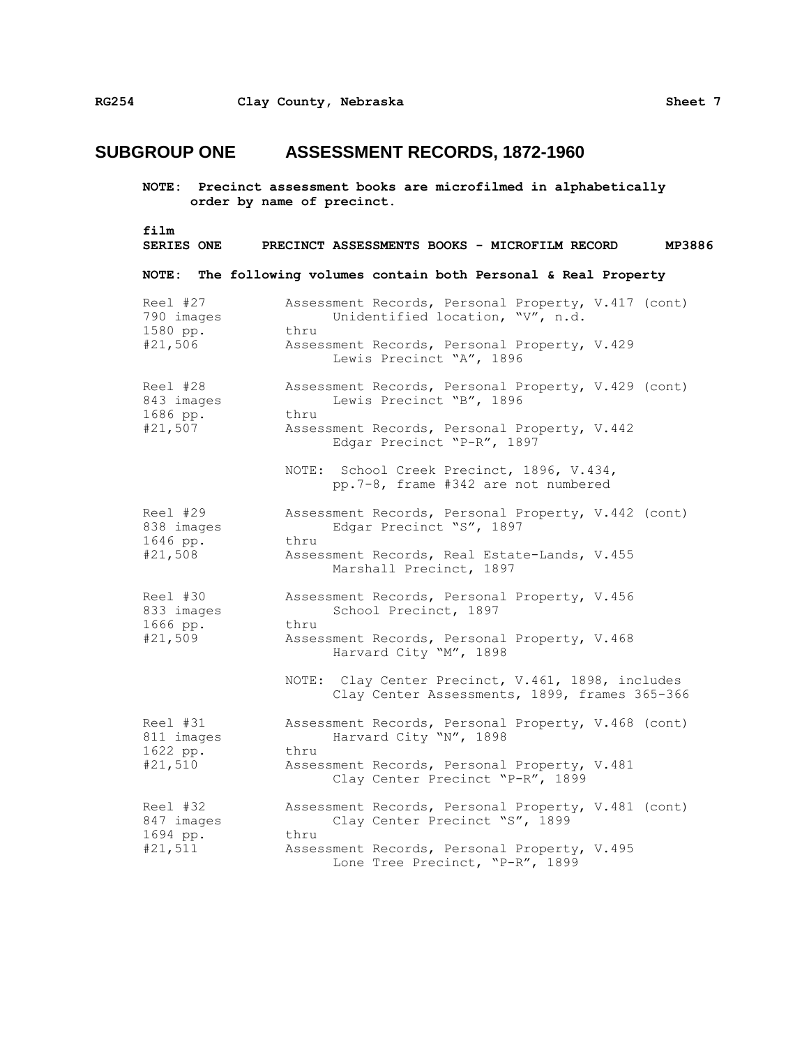## SUBGROUP ONE ASSESSMENT RECORDS, 1872-1960

**NOTE: Precinct assessment books are microfilmed in alphabetically order by name of precinct.**

**film**
**SERIES ONE PRECINCT ASSESSMENTS BOOKS - MICROFILM RECORD MP3886**

**NOTE: The following volumes contain both Personal & Real Property**

| | |
|---|---|
| Reel #27<br>790 images<br>1580 pp.<br>#21,506 | Assessment Records, Personal Property, V.417 (cont)<br>Unidentified location, "V", n.d.<br>thru<br>Assessment Records, Personal Property, V.429<br>Lewis Precinct "A", 1896 |
| Reel #28<br>843 images<br>1686 pp.<br>#21,507 | Assessment Records, Personal Property, V.429 (cont)<br>Lewis Precinct "B", 1896<br>thru<br>Assessment Records, Personal Property, V.442<br>Edgar Precinct "P-R", 1897<br><br>NOTE: School Creek Precinct, 1896, V.434, pp.7-8, frame #342 are not numbered |
| Reel #29<br>838 images<br>1646 pp.<br>#21,508 | Assessment Records, Personal Property, V.442 (cont)<br>Edgar Precinct "S", 1897<br>thru<br>Assessment Records, Real Estate-Lands, V.455<br>Marshall Precinct, 1897 |
| Reel #30<br>833 images<br>1666 pp.<br>#21,509 | Assessment Records, Personal Property, V.456<br>School Precinct, 1897<br>thru<br>Assessment Records, Personal Property, V.468<br>Harvard City "M", 1898<br><br>NOTE: Clay Center Precinct, V.461, 1898, includes Clay Center Assessments, 1899, frames 365-366 |
| Reel #31<br>811 images<br>1622 pp.<br>#21,510 | Assessment Records, Personal Property, V.468 (cont)<br>Harvard City "N", 1898<br>thru<br>Assessment Records, Personal Property, V.481<br>Clay Center Precinct "P-R", 1899 |
| Reel #32<br>847 images<br>1694 pp.<br>#21,511 | Assessment Records, Personal Property, V.481 (cont)<br>Clay Center Precinct "S", 1899<br>thru<br>Assessment Records, Personal Property, V.495<br>Lone Tree Precinct, "P-R", 1899 |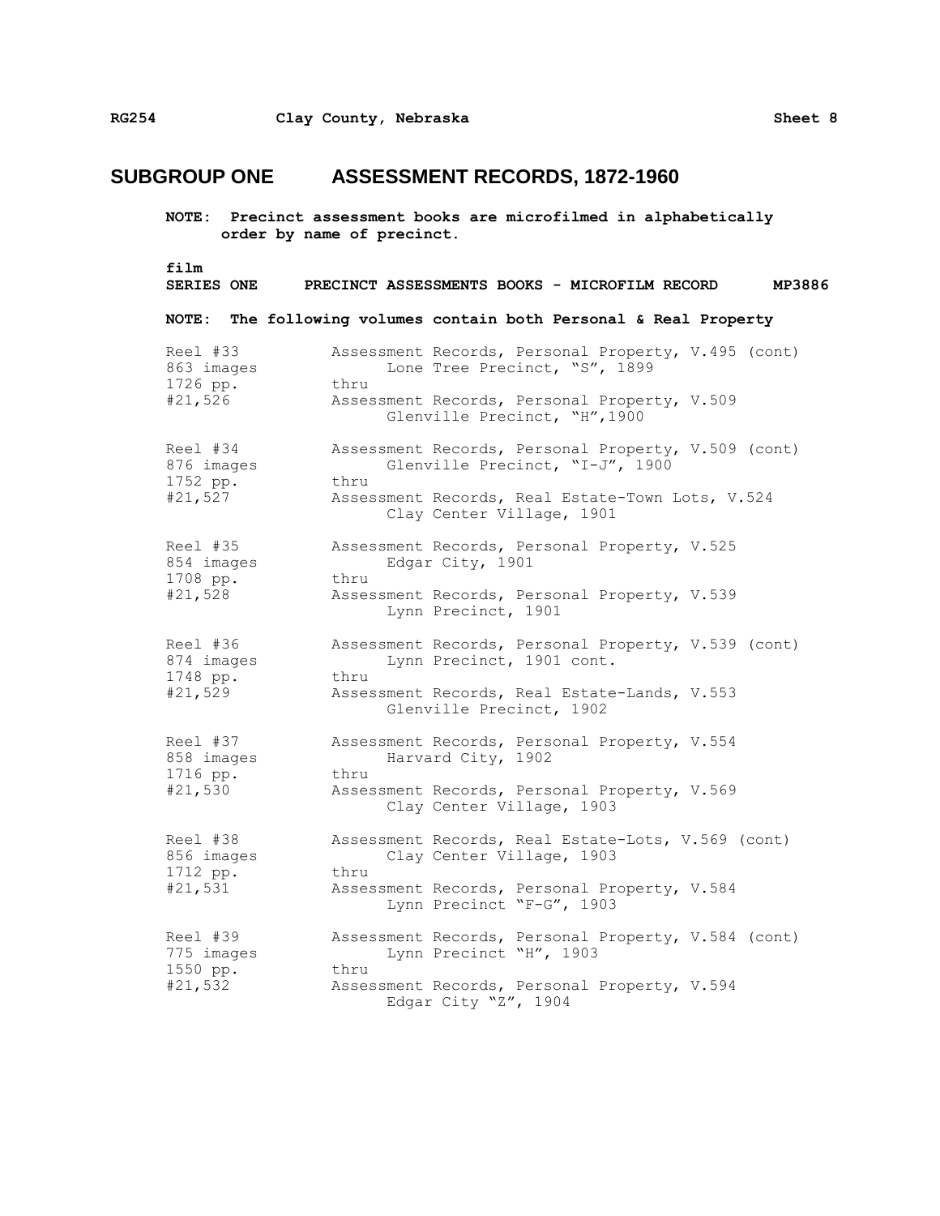## SUBGROUP ONE ASSESSMENT RECORDS, 1872-1960

**NOTE: Precinct assessment books are microfilmed in alphabetically order by name of precinct.**

**film**
**SERIES ONE PRECINCT ASSESSMENTS BOOKS - MICROFILM RECORD MP3886**

**NOTE: The following volumes contain both Personal & Real Property**

| | |
|---|---|
| Reel #33<br>863 images<br>1726 pp.<br>#21,526 | Assessment Records, Personal Property, V.495 (cont)<br>Lone Tree Precinct, "S", 1899<br>thru<br>Assessment Records, Personal Property, V.509<br>Glenville Precinct, "H",1900 |
| Reel #34<br>876 images<br>1752 pp.<br>#21,527 | Assessment Records, Personal Property, V.509 (cont)<br>Glenville Precinct, "I-J", 1900<br>thru<br>Assessment Records, Real Estate-Town Lots, V.524<br>Clay Center Village, 1901 |
| Reel #35<br>854 images<br>1708 pp.<br>#21,528 | Assessment Records, Personal Property, V.525<br>Edgar City, 1901<br>thru<br>Assessment Records, Personal Property, V.539<br>Lynn Precinct, 1901 |
| Reel #36<br>874 images<br>1748 pp.<br>#21,529 | Assessment Records, Personal Property, V.539 (cont)<br>Lynn Precinct, 1901 cont.<br>thru<br>Assessment Records, Real Estate-Lands, V.553<br>Glenville Precinct, 1902 |
| Reel #37<br>858 images<br>1716 pp.<br>#21,530 | Assessment Records, Personal Property, V.554<br>Harvard City, 1902<br>thru<br>Assessment Records, Personal Property, V.569<br>Clay Center Village, 1903 |
| Reel #38<br>856 images<br>1712 pp.<br>#21,531 | Assessment Records, Real Estate-Lots, V.569 (cont)<br>Clay Center Village, 1903<br>thru<br>Assessment Records, Personal Property, V.584<br>Lynn Precinct "F-G", 1903 |
| Reel #39<br>775 images<br>1550 pp.<br>#21,532 | Assessment Records, Personal Property, V.584 (cont)<br>Lynn Precinct "H", 1903<br>thru<br>Assessment Records, Personal Property, V.594<br>Edgar City "Z", 1904 |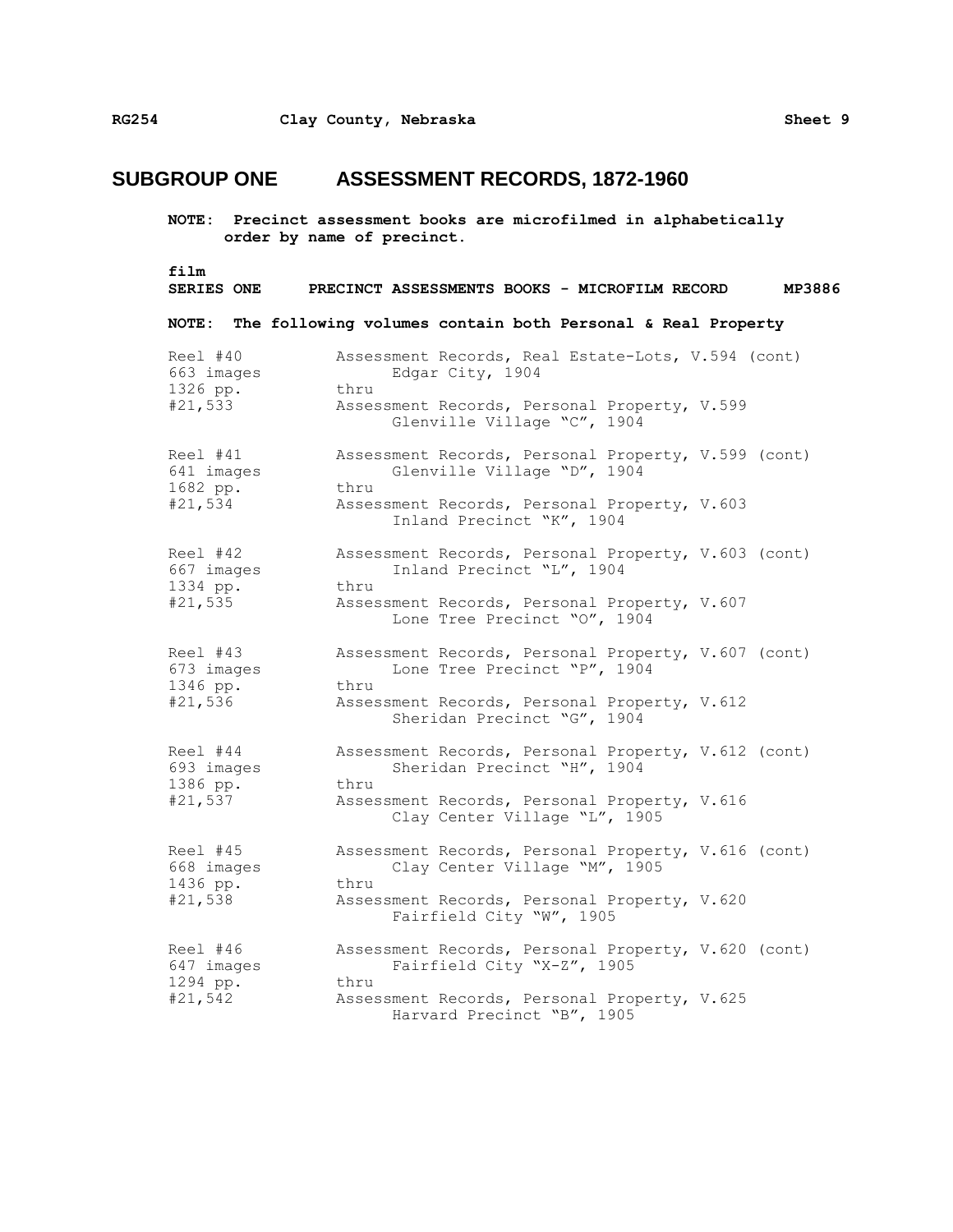## SUBGROUP ONE ASSESSMENT RECORDS, 1872-1960

**NOTE: Precinct assessment books are microfilmed in alphabetically order by name of precinct.**

**film**
**SERIES ONE PRECINCT ASSESSMENTS BOOKS - MICROFILM RECORD MP3886**

**NOTE: The following volumes contain both Personal & Real Property**

| | |
|---|---|
| Reel #40<br>663 images<br>1326 pp.<br>#21,533 | Assessment Records, Real Estate-Lots, V.594 (cont)<br>Edgar City, 1904<br>thru<br>Assessment Records, Personal Property, V.599<br>Glenville Village "C", 1904 |
| Reel #41<br>641 images<br>1682 pp.<br>#21,534 | Assessment Records, Personal Property, V.599 (cont)<br>Glenville Village "D", 1904<br>thru<br>Assessment Records, Personal Property, V.603<br>Inland Precinct "K", 1904 |
| Reel #42<br>667 images<br>1334 pp.<br>#21,535 | Assessment Records, Personal Property, V.603 (cont)<br>Inland Precinct "L", 1904<br>thru<br>Assessment Records, Personal Property, V.607<br>Lone Tree Precinct "O", 1904 |
| Reel #43<br>673 images<br>1346 pp.<br>#21,536 | Assessment Records, Personal Property, V.607 (cont)<br>Lone Tree Precinct "P", 1904<br>thru<br>Assessment Records, Personal Property, V.612<br>Sheridan Precinct "G", 1904 |
| Reel #44<br>693 images<br>1386 pp.<br>#21,537 | Assessment Records, Personal Property, V.612 (cont)<br>Sheridan Precinct "H", 1904<br>thru<br>Assessment Records, Personal Property, V.616<br>Clay Center Village "L", 1905 |
| Reel #45<br>668 images<br>1436 pp.<br>#21,538 | Assessment Records, Personal Property, V.616 (cont)<br>Clay Center Village "M", 1905<br>thru<br>Assessment Records, Personal Property, V.620<br>Fairfield City "W", 1905 |
| Reel #46<br>647 images<br>1294 pp.<br>#21,542 | Assessment Records, Personal Property, V.620 (cont)<br>Fairfield City "X-Z", 1905<br>thru<br>Assessment Records, Personal Property, V.625<br>Harvard Precinct "B", 1905 |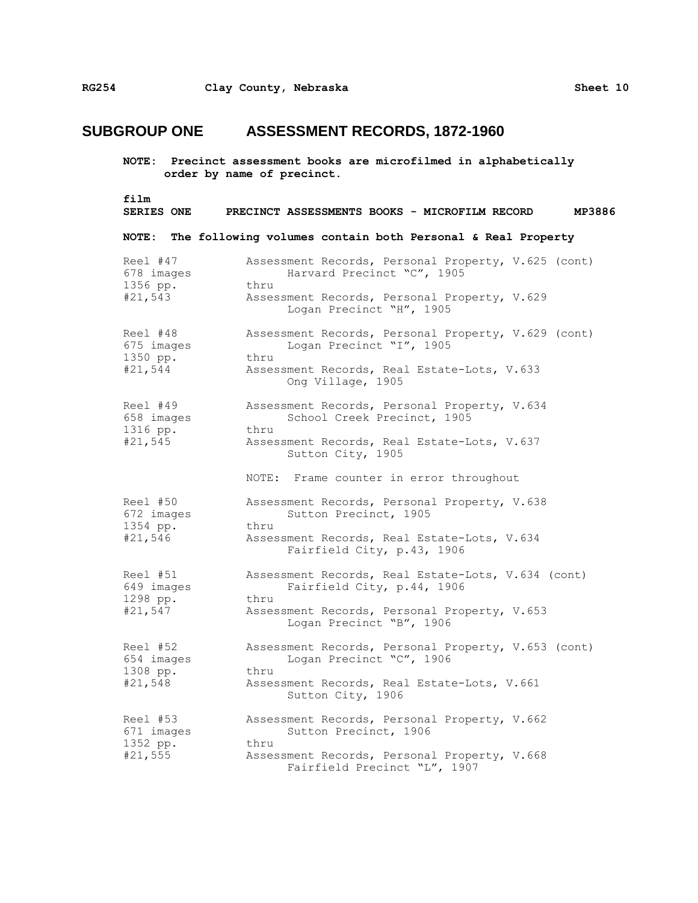## SUBGROUP ONE ASSESSMENT RECORDS, 1872-1960

**NOTE: Precinct assessment books are microfilmed in alphabetically order by name of precinct.**

**film**
**SERIES ONE PRECINCT ASSESSMENTS BOOKS - MICROFILM RECORD MP3886**

**NOTE: The following volumes contain both Personal & Real Property**

| | |
|---|---|
| Reel #47<br>678 images<br>1356 pp.<br>#21,543 | Assessment Records, Personal Property, V.625 (cont)<br>Harvard Precinct "C", 1905<br>thru<br>Assessment Records, Personal Property, V.629<br>Logan Precinct "H", 1905 |
| Reel #48<br>675 images<br>1350 pp.<br>#21,544 | Assessment Records, Personal Property, V.629 (cont)<br>Logan Precinct "I", 1905<br>thru<br>Assessment Records, Real Estate-Lots, V.633<br>Ong Village, 1905 |
| Reel #49<br>658 images<br>1316 pp.<br>#21,545 | Assessment Records, Personal Property, V.634<br>School Creek Precinct, 1905<br>thru<br>Assessment Records, Real Estate-Lots, V.637<br>Sutton City, 1905<br><br>NOTE: Frame counter in error throughout |
| Reel #50<br>672 images<br>1354 pp.<br>#21,546 | Assessment Records, Personal Property, V.638<br>Sutton Precinct, 1905<br>thru<br>Assessment Records, Real Estate-Lots, V.634<br>Fairfield City, p.43, 1906 |
| Reel #51<br>649 images<br>1298 pp.<br>#21,547 | Assessment Records, Real Estate-Lots, V.634 (cont)<br>Fairfield City, p.44, 1906<br>thru<br>Assessment Records, Personal Property, V.653<br>Logan Precinct "B", 1906 |
| Reel #52<br>654 images<br>1308 pp.<br>#21,548 | Assessment Records, Personal Property, V.653 (cont)<br>Logan Precinct "C", 1906<br>thru<br>Assessment Records, Real Estate-Lots, V.661<br>Sutton City, 1906 |
| Reel #53<br>671 images<br>1352 pp.<br>#21,555 | Assessment Records, Personal Property, V.662<br>Sutton Precinct, 1906<br>thru<br>Assessment Records, Personal Property, V.668<br>Fairfield Precinct "L", 1907 |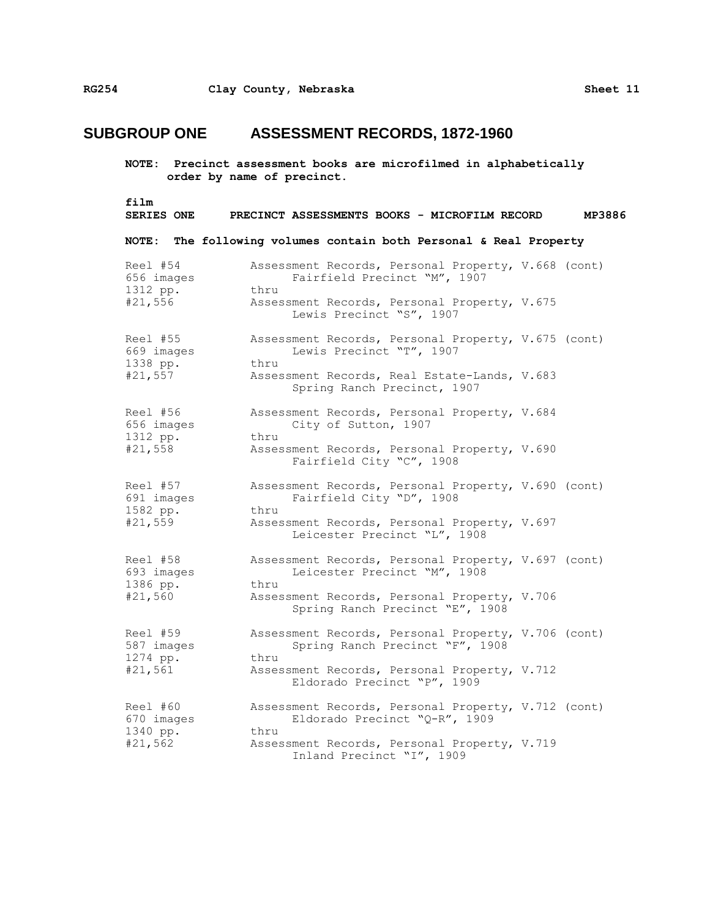## SUBGROUP ONE ASSESSMENT RECORDS, 1872-1960

**NOTE: Precinct assessment books are microfilmed in alphabetically order by name of precinct.**

**film**
**SERIES ONE PRECINCT ASSESSMENTS BOOKS - MICROFILM RECORD MP3886**

**NOTE: The following volumes contain both Personal & Real Property**

| | |
|---|---|
| Reel #54<br>656 images<br>1312 pp.<br>#21,556 | Assessment Records, Personal Property, V.668 (cont)<br>Fairfield Precinct "M", 1907<br>thru<br>Assessment Records, Personal Property, V.675<br>Lewis Precinct "S", 1907 |
| Reel #55<br>669 images<br>1338 pp.<br>#21,557 | Assessment Records, Personal Property, V.675 (cont)<br>Lewis Precinct "T", 1907<br>thru<br>Assessment Records, Real Estate-Lands, V.683<br>Spring Ranch Precinct, 1907 |
| Reel #56<br>656 images<br>1312 pp.<br>#21,558 | Assessment Records, Personal Property, V.684<br>City of Sutton, 1907<br>thru<br>Assessment Records, Personal Property, V.690<br>Fairfield City "C", 1908 |
| Reel #57<br>691 images<br>1582 pp.<br>#21,559 | Assessment Records, Personal Property, V.690 (cont)<br>Fairfield City "D", 1908<br>thru<br>Assessment Records, Personal Property, V.697<br>Leicester Precinct "L", 1908 |
| Reel #58<br>693 images<br>1386 pp.<br>#21,560 | Assessment Records, Personal Property, V.697 (cont)<br>Leicester Precinct "M", 1908<br>thru<br>Assessment Records, Personal Property, V.706<br>Spring Ranch Precinct "E", 1908 |
| Reel #59<br>587 images<br>1274 pp.<br>#21,561 | Assessment Records, Personal Property, V.706 (cont)<br>Spring Ranch Precinct "F", 1908<br>thru<br>Assessment Records, Personal Property, V.712<br>Eldorado Precinct "P", 1909 |
| Reel #60<br>670 images<br>1340 pp.<br>#21,562 | Assessment Records, Personal Property, V.712 (cont)<br>Eldorado Precinct "Q-R", 1909<br>thru<br>Assessment Records, Personal Property, V.719<br>Inland Precinct "I", 1909 |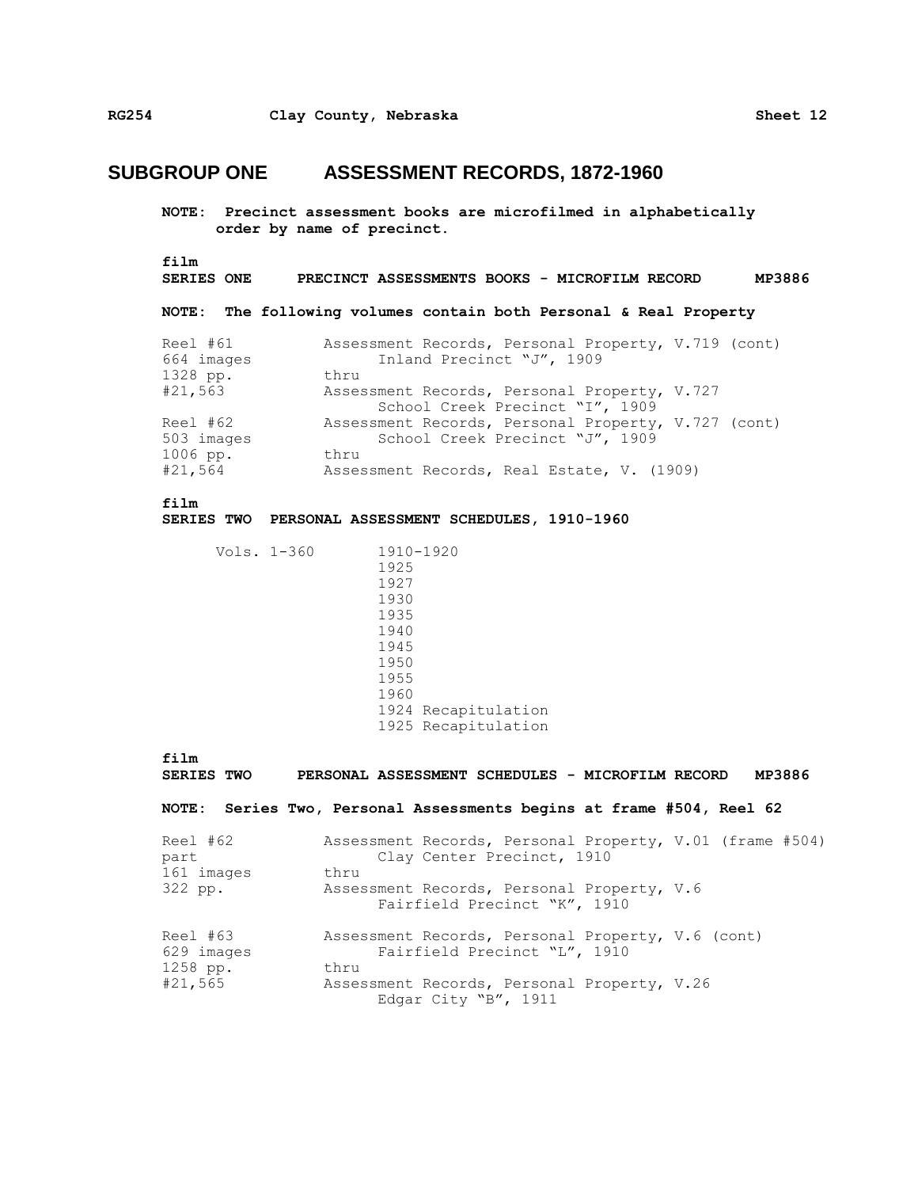## SUBGROUP ONE ASSESSMENT RECORDS, 1872-1960

**NOTE: Precinct assessment books are microfilmed in alphabetically order by name of precinct.**

**film**
**SERIES ONE PRECINCT ASSESSMENTS BOOKS - MICROFILM RECORD MP3886**

**NOTE: The following volumes contain both Personal & Real Property**

| | |
|---|---|
| Reel #61 | Assessment Records, Personal Property, V.719 (cont) |
| 664 images | Inland Precinct "J", 1909 |
| 1328 pp. | thru |
| #21,563 | Assessment Records, Personal Property, V.727 |
| | School Creek Precinct "I", 1909 |
| Reel #62 | Assessment Records, Personal Property, V.727 (cont) |
| 503 images | School Creek Precinct "J", 1909 |
| 1006 pp. | thru |
| #21,564 | Assessment Records, Real Estate, V. (1909) |

**film**
**SERIES TWO PERSONAL ASSESSMENT SCHEDULES, 1910-1960**

Vols. 1-360
- 1910-1920
- 1925
- 1927
- 1930
- 1935
- 1940
- 1945
- 1950
- 1955
- 1960
- 1924 Recapitulation
- 1925 Recapitulation

**film**
**SERIES TWO PERSONAL ASSESSMENT SCHEDULES - MICROFILM RECORD MP3886**

**NOTE: Series Two, Personal Assessments begins at frame #504, Reel 62**

| | |
|---|---|
| Reel #62 | Assessment Records, Personal Property, V.01 (frame #504) |
| part | Clay Center Precinct, 1910 |
| 161 images | thru |
| 322 pp. | Assessment Records, Personal Property, V.6 |
| | Fairfield Precinct "K", 1910 |
| Reel #63 | Assessment Records, Personal Property, V.6 (cont) |
| 629 images | Fairfield Precinct "L", 1910 |
| 1258 pp. | thru |
| #21,565 | Assessment Records, Personal Property, V.26 |
| | Edgar City "B", 1911 |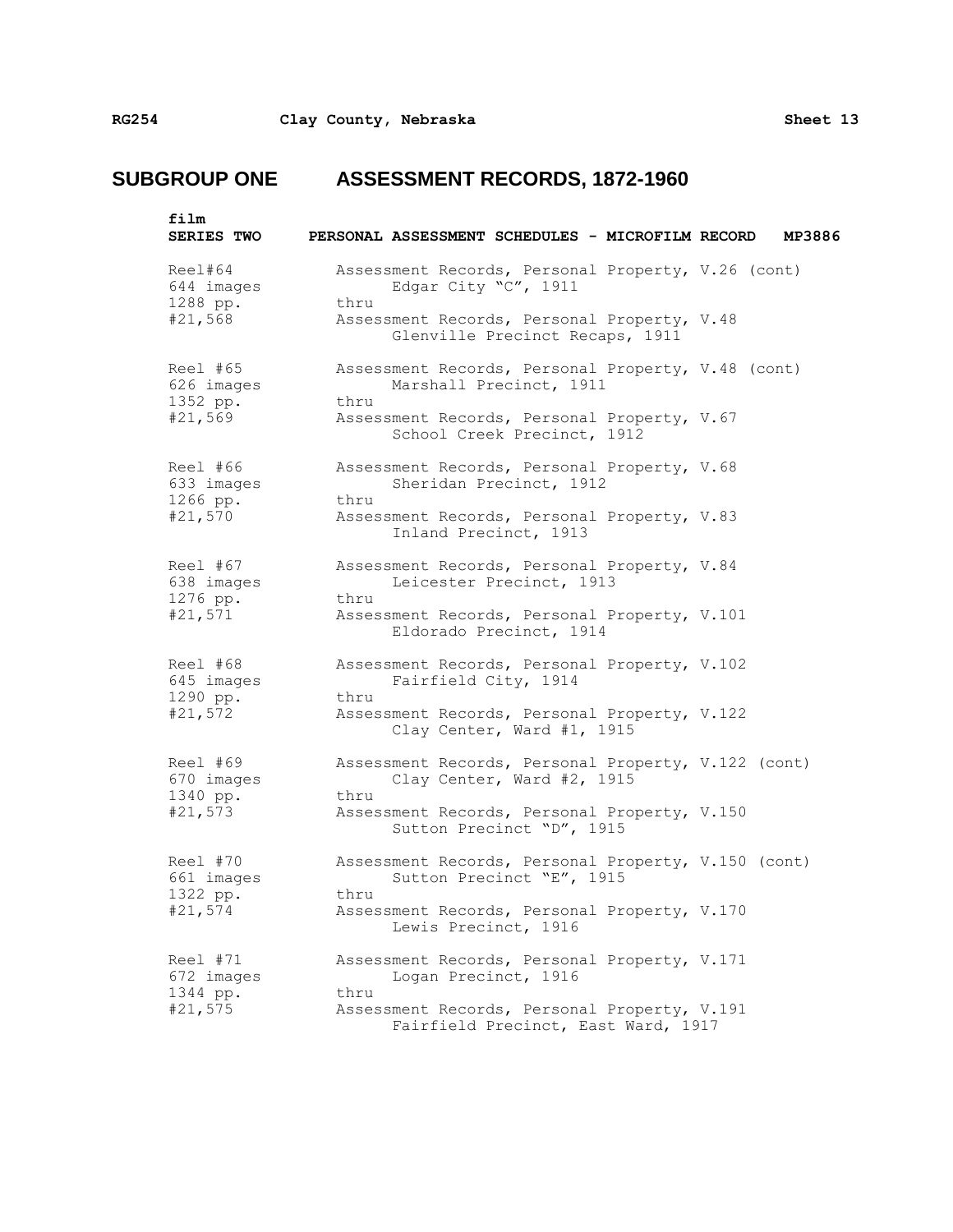## SUBGROUP ONE ASSESSMENT RECORDS, 1872-1960

**film**
**SERIES TWO PERSONAL ASSESSMENT SCHEDULES - MICROFILM RECORD MP3886**

| | |
|---|---|
| Reel#64<br>644 images<br>1288 pp.<br>#21,568 | Assessment Records, Personal Property, V.26 (cont)<br>Edgar City "C", 1911<br>thru<br>Assessment Records, Personal Property, V.48<br>Glenville Precinct Recaps, 1911 |
| Reel #65<br>626 images<br>1352 pp.<br>#21,569 | Assessment Records, Personal Property, V.48 (cont)<br>Marshall Precinct, 1911<br>thru<br>Assessment Records, Personal Property, V.67<br>School Creek Precinct, 1912 |
| Reel #66<br>633 images<br>1266 pp.<br>#21,570 | Assessment Records, Personal Property, V.68<br>Sheridan Precinct, 1912<br>thru<br>Assessment Records, Personal Property, V.83<br>Inland Precinct, 1913 |
| Reel #67<br>638 images<br>1276 pp.<br>#21,571 | Assessment Records, Personal Property, V.84<br>Leicester Precinct, 1913<br>thru<br>Assessment Records, Personal Property, V.101<br>Eldorado Precinct, 1914 |
| Reel #68<br>645 images<br>1290 pp.<br>#21,572 | Assessment Records, Personal Property, V.102<br>Fairfield City, 1914<br>thru<br>Assessment Records, Personal Property, V.122<br>Clay Center, Ward #1, 1915 |
| Reel #69<br>670 images<br>1340 pp.<br>#21,573 | Assessment Records, Personal Property, V.122 (cont)<br>Clay Center, Ward #2, 1915<br>thru<br>Assessment Records, Personal Property, V.150<br>Sutton Precinct "D", 1915 |
| Reel #70<br>661 images<br>1322 pp.<br>#21,574 | Assessment Records, Personal Property, V.150 (cont)<br>Sutton Precinct "E", 1915<br>thru<br>Assessment Records, Personal Property, V.170<br>Lewis Precinct, 1916 |
| Reel #71<br>672 images<br>1344 pp.<br>#21,575 | Assessment Records, Personal Property, V.171<br>Logan Precinct, 1916<br>thru<br>Assessment Records, Personal Property, V.191<br>Fairfield Precinct, East Ward, 1917 |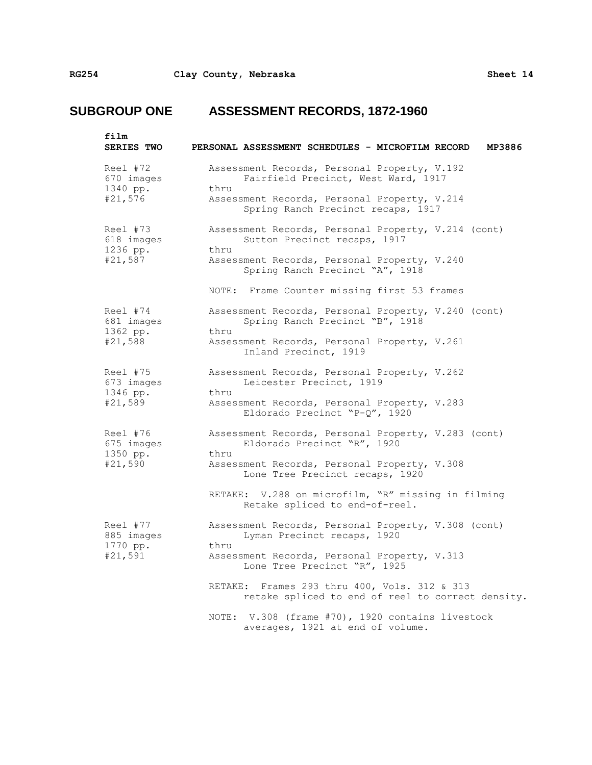## SUBGROUP ONE ASSESSMENT RECORDS, 1872-1960

**film**
**SERIES TWO PERSONAL ASSESSMENT SCHEDULES - MICROFILM RECORD MP3886**

Reel #72
670 images
1340 pp.
#21,576

Assessment Records, Personal Property, V.192
Fairfield Precinct, West Ward, 1917
thru
Assessment Records, Personal Property, V.214
Spring Ranch Precinct recaps, 1917

Reel #73
618 images
1236 pp.
#21,587

Assessment Records, Personal Property, V.214 (cont)
Sutton Precinct recaps, 1917
thru
Assessment Records, Personal Property, V.240
Spring Ranch Precinct "A", 1918

NOTE: Frame Counter missing first 53 frames

Reel #74
681 images
1362 pp.
#21,588

Assessment Records, Personal Property, V.240 (cont)
Spring Ranch Precinct "B", 1918
thru
Assessment Records, Personal Property, V.261
Inland Precinct, 1919

Reel #75
673 images
1346 pp.
#21,589

Assessment Records, Personal Property, V.262
Leicester Precinct, 1919
thru
Assessment Records, Personal Property, V.283
Eldorado Precinct "P-Q", 1920

Reel #76
675 images
1350 pp.
#21,590

Assessment Records, Personal Property, V.283 (cont)
Eldorado Precinct "R", 1920
thru
Assessment Records, Personal Property, V.308
Lone Tree Precinct recaps, 1920

RETAKE: V.288 on microfilm, "R" missing in filming
Retake spliced to end-of-reel.

Reel #77
885 images
1770 pp.
#21,591

Assessment Records, Personal Property, V.308 (cont)
Lyman Precinct recaps, 1920
thru
Assessment Records, Personal Property, V.313
Lone Tree Precinct "R", 1925

RETAKE: Frames 293 thru 400, Vols. 312 & 313
retake spliced to end of reel to correct density.

NOTE: V.308 (frame #70), 1920 contains livestock
averages, 1921 at end of volume.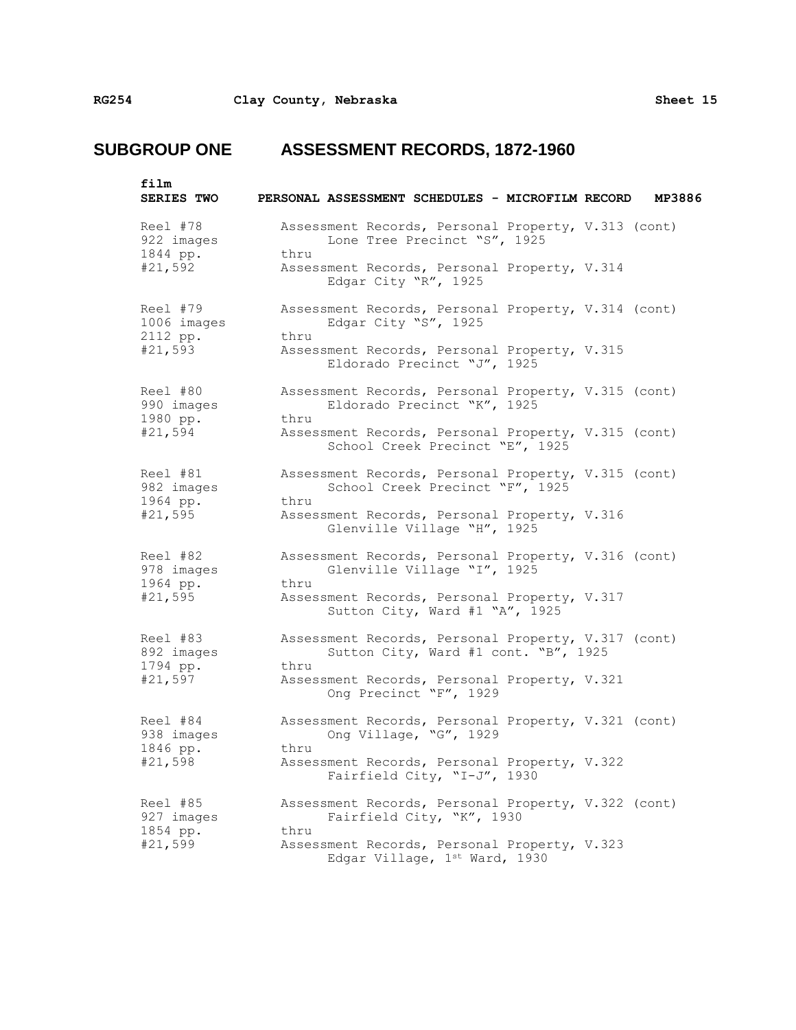# SUBGROUP ONE ASSESSMENT RECORDS, 1872-1960

**film**
**SERIES TWO PERSONAL ASSESSMENT SCHEDULES - MICROFILM RECORD MP3886**

| | |
|---|---|
| Reel #78<br>922 images<br>1844 pp.<br>#21,592 | Assessment Records, Personal Property, V.313 (cont)<br>Lone Tree Precinct "S", 1925<br>thru<br>Assessment Records, Personal Property, V.314<br>Edgar City "R", 1925 |
| Reel #79<br>1006 images<br>2112 pp.<br>#21,593 | Assessment Records, Personal Property, V.314 (cont)<br>Edgar City "S", 1925<br>thru<br>Assessment Records, Personal Property, V.315<br>Eldorado Precinct "J", 1925 |
| Reel #80<br>990 images<br>1980 pp.<br>#21,594 | Assessment Records, Personal Property, V.315 (cont)<br>Eldorado Precinct "K", 1925<br>thru<br>Assessment Records, Personal Property, V.315 (cont)<br>School Creek Precinct "E", 1925 |
| Reel #81<br>982 images<br>1964 pp.<br>#21,595 | Assessment Records, Personal Property, V.315 (cont)<br>School Creek Precinct "F", 1925<br>thru<br>Assessment Records, Personal Property, V.316<br>Glenville Village "H", 1925 |
| Reel #82<br>978 images<br>1964 pp.<br>#21,595 | Assessment Records, Personal Property, V.316 (cont)<br>Glenville Village "I", 1925<br>thru<br>Assessment Records, Personal Property, V.317<br>Sutton City, Ward #1 "A", 1925 |
| Reel #83<br>892 images<br>1794 pp.<br>#21,597 | Assessment Records, Personal Property, V.317 (cont)<br>Sutton City, Ward #1 cont. "B", 1925<br>thru<br>Assessment Records, Personal Property, V.321<br>Ong Precinct "F", 1929 |
| Reel #84<br>938 images<br>1846 pp.<br>#21,598 | Assessment Records, Personal Property, V.321 (cont)<br>Ong Village, "G", 1929<br>thru<br>Assessment Records, Personal Property, V.322<br>Fairfield City, "I-J", 1930 |
| Reel #85<br>927 images<br>1854 pp.<br>#21,599 | Assessment Records, Personal Property, V.322 (cont)<br>Fairfield City, "K", 1930<br>thru<br>Assessment Records, Personal Property, V.323<br>Edgar Village, 1st Ward, 1930 |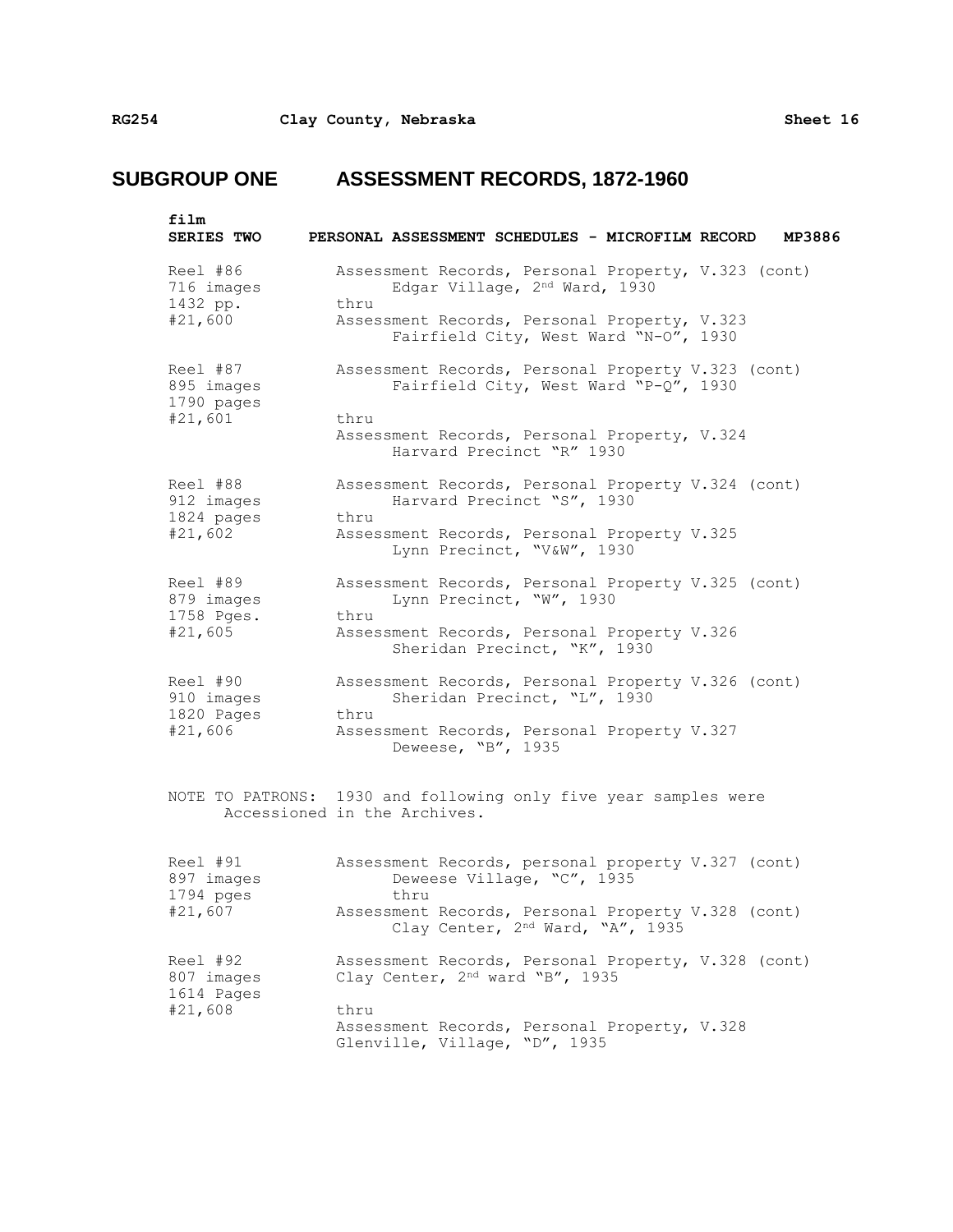# SUBGROUP ONE ASSESSMENT RECORDS, 1872-1960

**film**
**SERIES TWO PERSONAL ASSESSMENT SCHEDULES - MICROFILM RECORD MP3886**

| | |
|---|---|
| Reel #86<br>716 images<br>1432 pp.<br>#21,600 | Assessment Records, Personal Property, V.323 (cont)<br>Edgar Village, 2nd Ward, 1930<br>thru<br>Assessment Records, Personal Property, V.323<br>Fairfield City, West Ward "N-O", 1930 |
| Reel #87<br>895 images<br>1790 pages<br>#21,601 | Assessment Records, Personal Property V.323 (cont)<br>Fairfield City, West Ward "P-Q", 1930<br>thru<br>Assessment Records, Personal Property, V.324<br>Harvard Precinct "R" 1930 |
| Reel #88<br>912 images<br>1824 pages<br>#21,602 | Assessment Records, Personal Property V.324 (cont)<br>Harvard Precinct "S", 1930<br>thru<br>Assessment Records, Personal Property V.325<br>Lynn Precinct, "V&W", 1930 |
| Reel #89<br>879 images<br>1758 Pges.<br>#21,605 | Assessment Records, Personal Property V.325 (cont)<br>Lynn Precinct, "W", 1930<br>thru<br>Assessment Records, Personal Property V.326<br>Sheridan Precinct, "K", 1930 |
| Reel #90<br>910 images<br>1820 Pages<br>#21,606 | Assessment Records, Personal Property V.326 (cont)<br>Sheridan Precinct, "L", 1930<br>thru<br>Assessment Records, Personal Property V.327<br>Deweese, "B", 1935 |

NOTE TO PATRONS: 1930 and following only five year samples were Accessioned in the Archives.

| | |
|---|---|
| Reel #91<br>897 images<br>1794 pges<br>#21,607 | Assessment Records, personal property V.327 (cont)<br>Deweese Village, "C", 1935<br>thru<br>Assessment Records, Personal Property V.328 (cont)<br>Clay Center, 2nd Ward, "A", 1935 |
| Reel #92<br>807 images<br>1614 Pages<br>#21,608 | Assessment Records, Personal Property, V.328 (cont)<br>Clay Center, 2nd ward "B", 1935<br>thru<br>Assessment Records, Personal Property, V.328<br>Glenville, Village, "D", 1935 |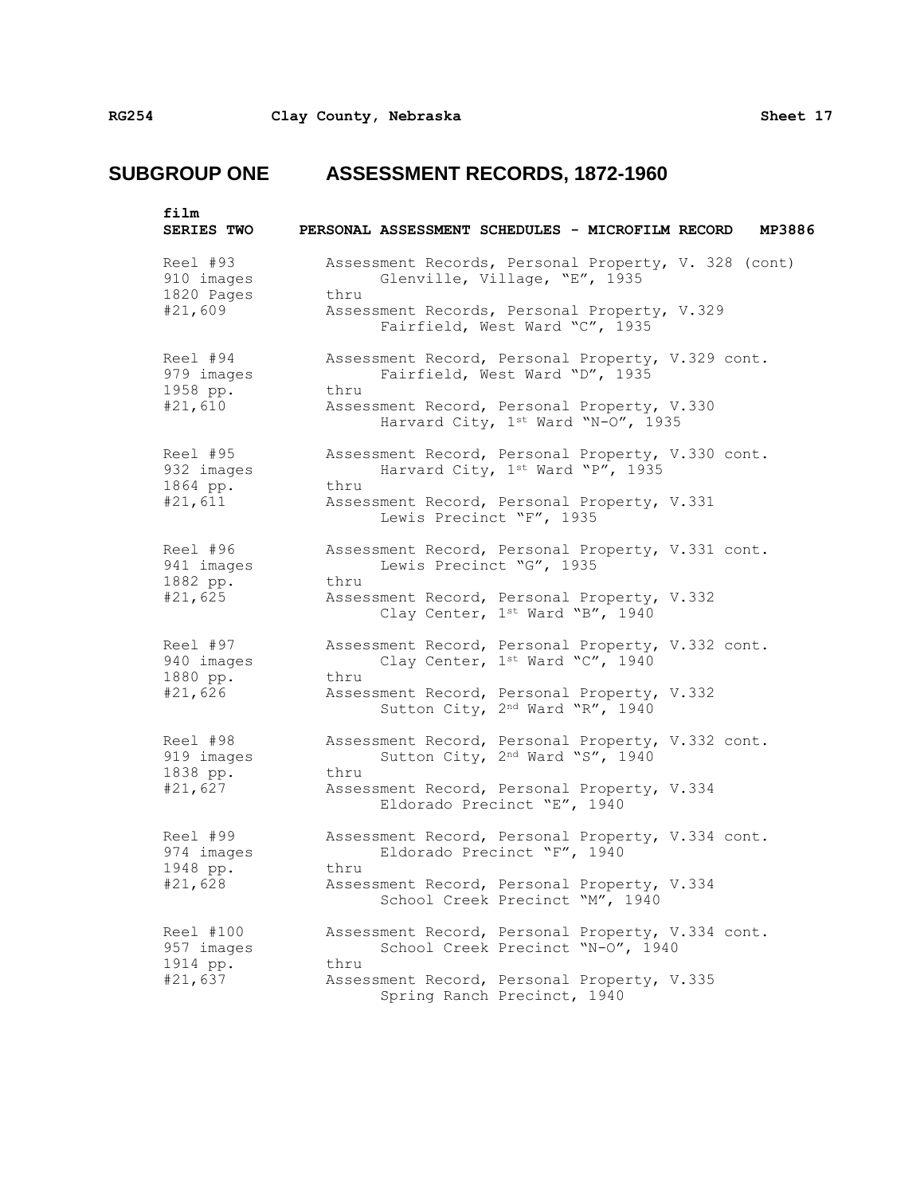# SUBGROUP ONE ASSESSMENT RECORDS, 1872-1960

**film**

**SERIES TWO PERSONAL ASSESSMENT SCHEDULES - MICROFILM RECORD MP3886**

| | |
|---|---|
| Reel #93<br>910 images<br>1820 Pages<br>#21,609 | Assessment Records, Personal Property, V. 328 (cont)<br>Glenville, Village, "E", 1935<br>thru<br>Assessment Records, Personal Property, V.329<br>Fairfield, West Ward "C", 1935 |
| Reel #94<br>979 images<br>1958 pp.<br>#21,610 | Assessment Record, Personal Property, V.329 cont.<br>Fairfield, West Ward "D", 1935<br>thru<br>Assessment Record, Personal Property, V.330<br>Harvard City, 1st Ward "N-O", 1935 |
| Reel #95<br>932 images<br>1864 pp.<br>#21,611 | Assessment Record, Personal Property, V.330 cont.<br>Harvard City, 1st Ward "P", 1935<br>thru<br>Assessment Record, Personal Property, V.331<br>Lewis Precinct "F", 1935 |
| Reel #96<br>941 images<br>1882 pp.<br>#21,625 | Assessment Record, Personal Property, V.331 cont.<br>Lewis Precinct "G", 1935<br>thru<br>Assessment Record, Personal Property, V.332<br>Clay Center, 1st Ward "B", 1940 |
| Reel #97<br>940 images<br>1880 pp.<br>#21,626 | Assessment Record, Personal Property, V.332 cont.<br>Clay Center, 1st Ward "C", 1940<br>thru<br>Assessment Record, Personal Property, V.332<br>Sutton City, 2nd Ward "R", 1940 |
| Reel #98<br>919 images<br>1838 pp.<br>#21,627 | Assessment Record, Personal Property, V.332 cont.<br>Sutton City, 2nd Ward "S", 1940<br>thru<br>Assessment Record, Personal Property, V.334<br>Eldorado Precinct "E", 1940 |
| Reel #99<br>974 images<br>1948 pp.<br>#21,628 | Assessment Record, Personal Property, V.334 cont.<br>Eldorado Precinct "F", 1940<br>thru<br>Assessment Record, Personal Property, V.334<br>School Creek Precinct "M", 1940 |
| Reel #100<br>957 images<br>1914 pp.<br>#21,637 | Assessment Record, Personal Property, V.334 cont.<br>School Creek Precinct "N-O", 1940<br>thru<br>Assessment Record, Personal Property, V.335<br>Spring Ranch Precinct, 1940 |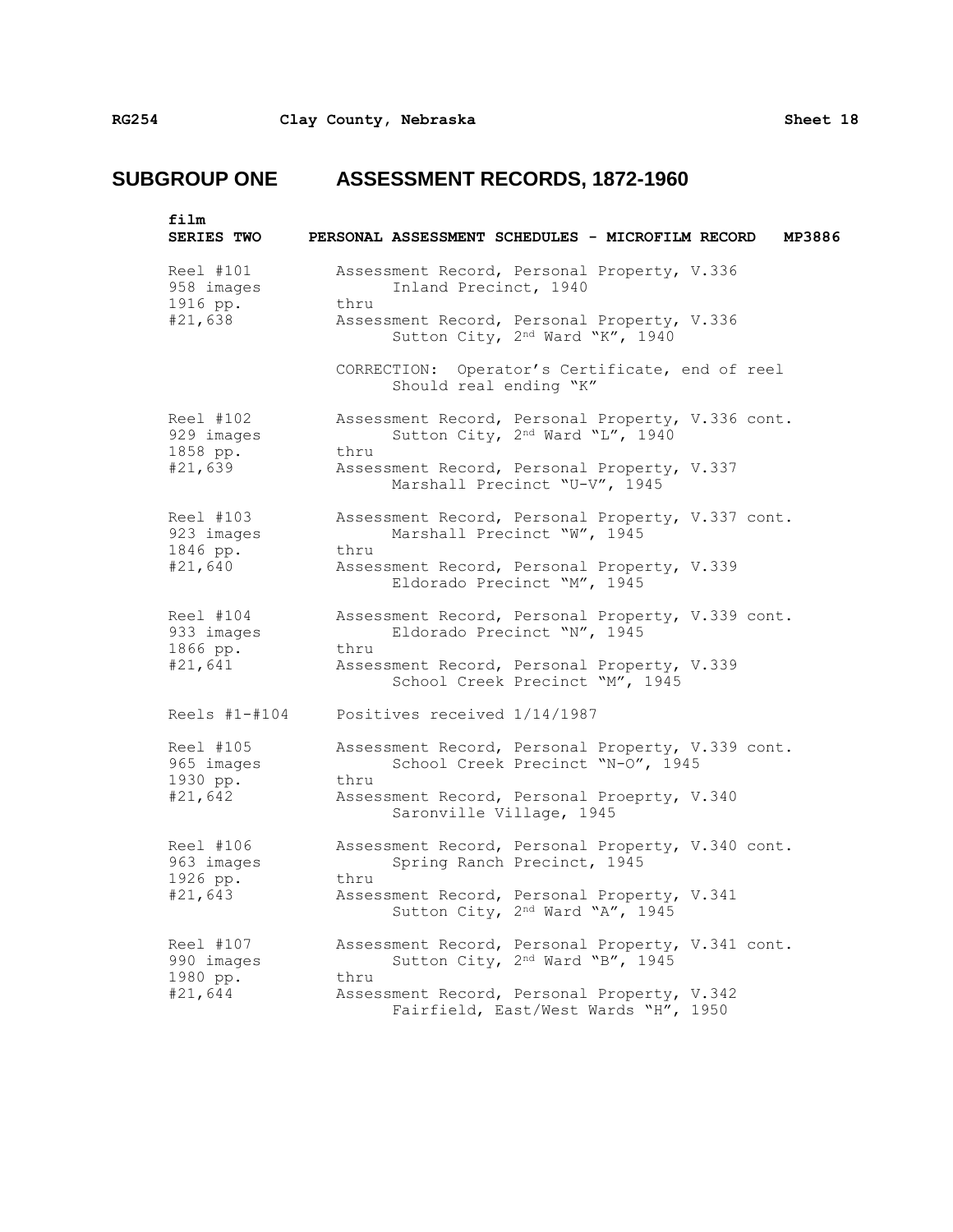# SUBGROUP ONE ASSESSMENT RECORDS, 1872-1960

| film<br>SERIES TWO | PERSONAL ASSESSMENT SCHEDULES - MICROFILM RECORD MP3886 |
|---|---|
| Reel #101<br>958 images<br>1916 pp.<br>#21,638 | Assessment Record, Personal Property, V.336<br>Inland Precinct, 1940<br>thru<br>Assessment Record, Personal Property, V.336<br>Sutton City, 2nd Ward "K", 1940 |
| | CORRECTION: Operator's Certificate, end of reel<br>Should real ending "K" |
| Reel #102<br>929 images<br>1858 pp.<br>#21,639 | Assessment Record, Personal Property, V.336 cont.<br>Sutton City, 2nd Ward "L", 1940<br>thru<br>Assessment Record, Personal Property, V.337<br>Marshall Precinct "U-V", 1945 |
| Reel #103<br>923 images<br>1846 pp.<br>#21,640 | Assessment Record, Personal Property, V.337 cont.<br>Marshall Precinct "W", 1945<br>thru<br>Assessment Record, Personal Property, V.339<br>Eldorado Precinct "M", 1945 |
| Reel #104<br>933 images<br>1866 pp.<br>#21,641 | Assessment Record, Personal Property, V.339 cont.<br>Eldorado Precinct "N", 1945<br>thru<br>Assessment Record, Personal Property, V.339<br>School Creek Precinct "M", 1945 |
| Reels #1-#104 | Positives received 1/14/1987 |
| Reel #105<br>965 images<br>1930 pp.<br>#21,642 | Assessment Record, Personal Property, V.339 cont.<br>School Creek Precinct "N-O", 1945<br>thru<br>Assessment Record, Personal Proeprty, V.340<br>Saronville Village, 1945 |
| Reel #106<br>963 images<br>1926 pp.<br>#21,643 | Assessment Record, Personal Property, V.340 cont.<br>Spring Ranch Precinct, 1945<br>thru<br>Assessment Record, Personal Property, V.341<br>Sutton City, 2nd Ward "A", 1945 |
| Reel #107<br>990 images<br>1980 pp.<br>#21,644 | Assessment Record, Personal Property, V.341 cont.<br>Sutton City, 2nd Ward "B", 1945<br>thru<br>Assessment Record, Personal Property, V.342<br>Fairfield, East/West Wards "H", 1950 |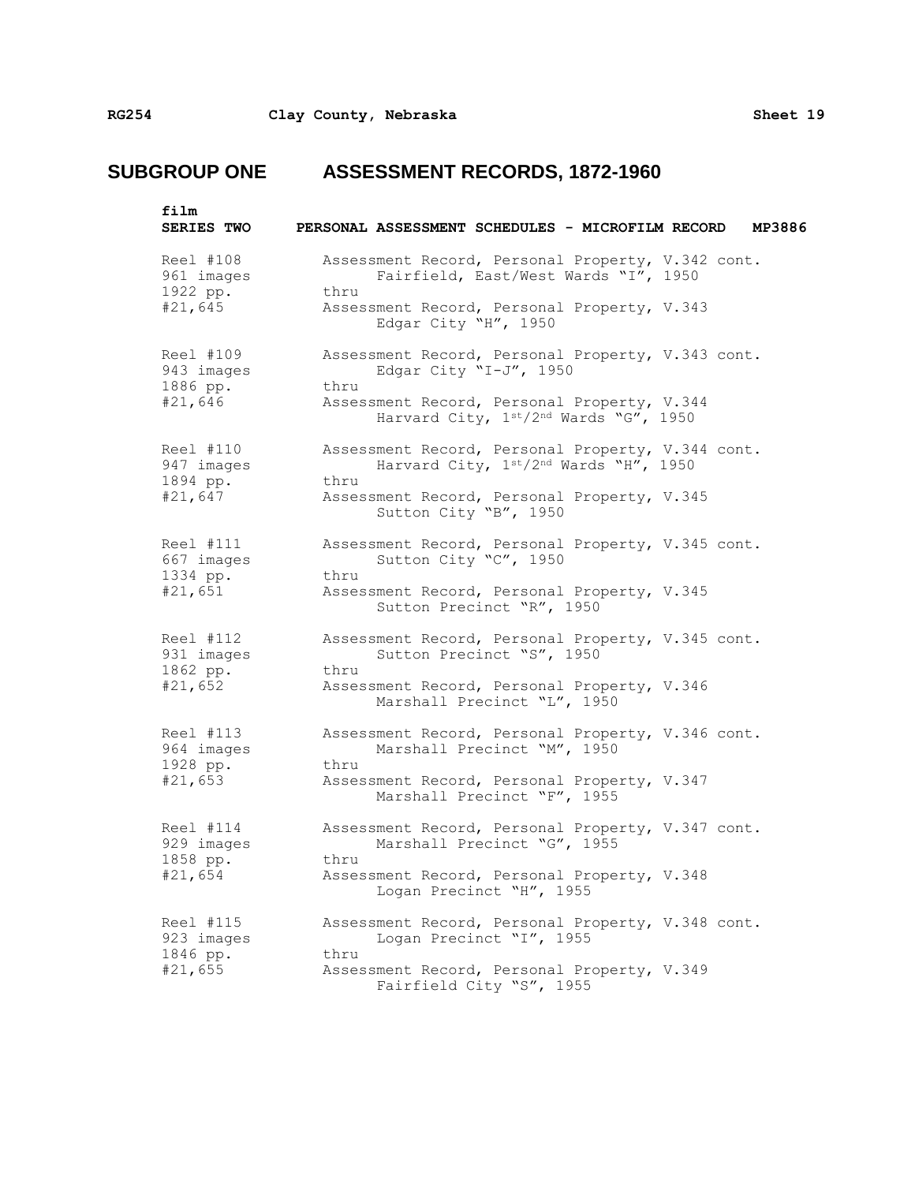## SUBGROUP ONE ASSESSMENT RECORDS, 1872-1960

**film**
**SERIES TWO PERSONAL ASSESSMENT SCHEDULES - MICROFILM RECORD MP3886**

| | |
|---|---|
| Reel #108<br>961 images<br>1922 pp.<br>#21,645 | Assessment Record, Personal Property, V.342 cont.<br>Fairfield, East/West Wards "I", 1950<br>thru<br>Assessment Record, Personal Property, V.343<br>Edgar City "H", 1950 |
| Reel #109<br>943 images<br>1886 pp.<br>#21,646 | Assessment Record, Personal Property, V.343 cont.<br>Edgar City "I-J", 1950<br>thru<br>Assessment Record, Personal Property, V.344<br>Harvard City, 1st/2nd Wards "G", 1950 |
| Reel #110<br>947 images<br>1894 pp.<br>#21,647 | Assessment Record, Personal Property, V.344 cont.<br>Harvard City, 1st/2nd Wards "H", 1950<br>thru<br>Assessment Record, Personal Property, V.345<br>Sutton City "B", 1950 |
| Reel #111<br>667 images<br>1334 pp.<br>#21,651 | Assessment Record, Personal Property, V.345 cont.<br>Sutton City "C", 1950<br>thru<br>Assessment Record, Personal Property, V.345<br>Sutton Precinct "R", 1950 |
| Reel #112<br>931 images<br>1862 pp.<br>#21,652 | Assessment Record, Personal Property, V.345 cont.<br>Sutton Precinct "S", 1950<br>thru<br>Assessment Record, Personal Property, V.346<br>Marshall Precinct "L", 1950 |
| Reel #113<br>964 images<br>1928 pp.<br>#21,653 | Assessment Record, Personal Property, V.346 cont.<br>Marshall Precinct "M", 1950<br>thru<br>Assessment Record, Personal Property, V.347<br>Marshall Precinct "F", 1955 |
| Reel #114<br>929 images<br>1858 pp.<br>#21,654 | Assessment Record, Personal Property, V.347 cont.<br>Marshall Precinct "G", 1955<br>thru<br>Assessment Record, Personal Property, V.348<br>Logan Precinct "H", 1955 |
| Reel #115<br>923 images<br>1846 pp.<br>#21,655 | Assessment Record, Personal Property, V.348 cont.<br>Logan Precinct "I", 1955<br>thru<br>Assessment Record, Personal Property, V.349<br>Fairfield City "S", 1955 |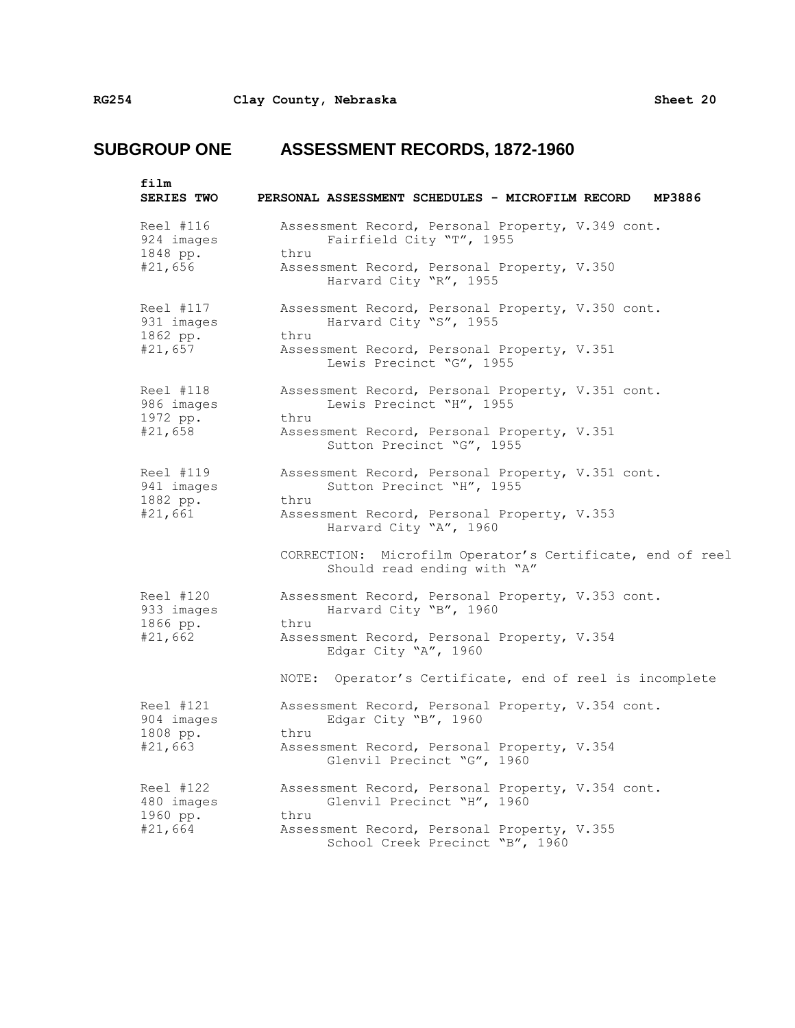# SUBGROUP ONE ASSESSMENT RECORDS, 1872-1960

**film**
**SERIES TWO PERSONAL ASSESSMENT SCHEDULES - MICROFILM RECORD MP3886**

| | |
|---|---|
| Reel #116<br>924 images<br>1848 pp.<br>#21,656 | Assessment Record, Personal Property, V.349 cont.<br>Fairfield City "T", 1955<br>thru<br>Assessment Record, Personal Property, V.350<br>Harvard City "R", 1955 |
| Reel #117<br>931 images<br>1862 pp.<br>#21,657 | Assessment Record, Personal Property, V.350 cont.<br>Harvard City "S", 1955<br>thru<br>Assessment Record, Personal Property, V.351<br>Lewis Precinct "G", 1955 |
| Reel #118<br>986 images<br>1972 pp.<br>#21,658 | Assessment Record, Personal Property, V.351 cont.<br>Lewis Precinct "H", 1955<br>thru<br>Assessment Record, Personal Property, V.351<br>Sutton Precinct "G", 1955 |
| Reel #119<br>941 images<br>1882 pp.<br>#21,661 | Assessment Record, Personal Property, V.351 cont.<br>Sutton Precinct "H", 1955<br>thru<br>Assessment Record, Personal Property, V.353<br>Harvard City "A", 1960<br><br>CORRECTION: Microfilm Operator's Certificate, end of reel<br>Should read ending with "A" |
| Reel #120<br>933 images<br>1866 pp.<br>#21,662 | Assessment Record, Personal Property, V.353 cont.<br>Harvard City "B", 1960<br>thru<br>Assessment Record, Personal Property, V.354<br>Edgar City "A", 1960<br><br>NOTE: Operator's Certificate, end of reel is incomplete |
| Reel #121<br>904 images<br>1808 pp.<br>#21,663 | Assessment Record, Personal Property, V.354 cont.<br>Edgar City "B", 1960<br>thru<br>Assessment Record, Personal Property, V.354<br>Glenvil Precinct "G", 1960 |
| Reel #122<br>480 images<br>1960 pp.<br>#21,664 | Assessment Record, Personal Property, V.354 cont.<br>Glenvil Precinct "H", 1960<br>thru<br>Assessment Record, Personal Property, V.355<br>School Creek Precinct "B", 1960 |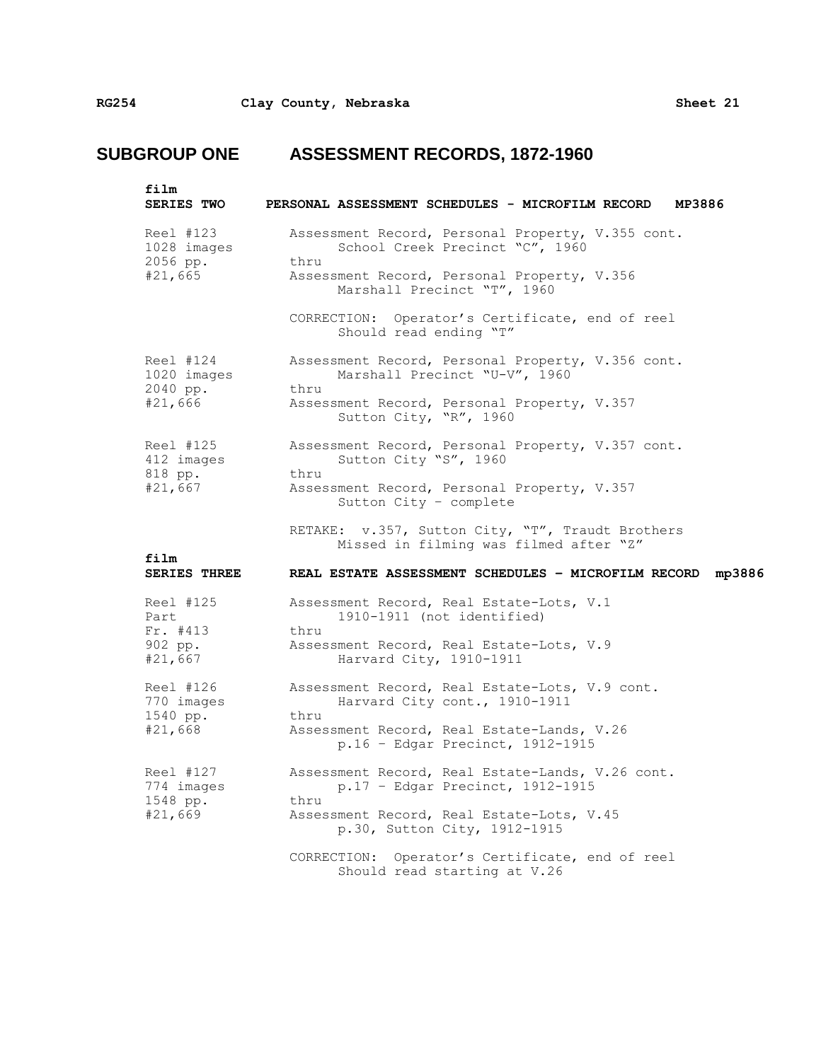## SUBGROUP ONE ASSESSMENT RECORDS, 1872-1960

**film**
**SERIES TWO PERSONAL ASSESSMENT SCHEDULES - MICROFILM RECORD MP3886**

| | |
|---|---|
| Reel #123<br>1028 images<br>2056 pp.<br>#21,665 | Assessment Record, Personal Property, V.355 cont.<br>School Creek Precinct "C", 1960<br>thru<br>Assessment Record, Personal Property, V.356<br>Marshall Precinct "T", 1960<br><br>CORRECTION: Operator's Certificate, end of reel<br>Should read ending "T" |
| Reel #124<br>1020 images<br>2040 pp.<br>#21,666 | Assessment Record, Personal Property, V.356 cont.<br>Marshall Precinct "U-V", 1960<br>thru<br>Assessment Record, Personal Property, V.357<br>Sutton City, "R", 1960 |
| Reel #125<br>412 images<br>818 pp.<br>#21,667 | Assessment Record, Personal Property, V.357 cont.<br>Sutton City "S", 1960<br>thru<br>Assessment Record, Personal Property, V.357<br>Sutton City – complete<br><br>RETAKE: v.357, Sutton City, "T", Traudt Brothers<br>Missed in filming was filmed after "Z" |

**film**
**SERIES THREE REAL ESTATE ASSESSMENT SCHEDULES – MICROFILM RECORD mp3886**

| | |
|---|---|
| Reel #125<br>Part<br>Fr. #413<br>902 pp.<br>#21,667 | Assessment Record, Real Estate-Lots, V.1<br>1910-1911 (not identified)<br>thru<br>Assessment Record, Real Estate-Lots, V.9<br>Harvard City, 1910-1911 |
| Reel #126<br>770 images<br>1540 pp.<br>#21,668 | Assessment Record, Real Estate-Lots, V.9 cont.<br>Harvard City cont., 1910-1911<br>thru<br>Assessment Record, Real Estate-Lands, V.26<br>p.16 – Edgar Precinct, 1912-1915 |
| Reel #127<br>774 images<br>1548 pp.<br>#21,669 | Assessment Record, Real Estate-Lands, V.26 cont.<br>p.17 – Edgar Precinct, 1912-1915<br>thru<br>Assessment Record, Real Estate-Lots, V.45<br>p.30, Sutton City, 1912-1915<br><br>CORRECTION: Operator's Certificate, end of reel<br>Should read starting at V.26 |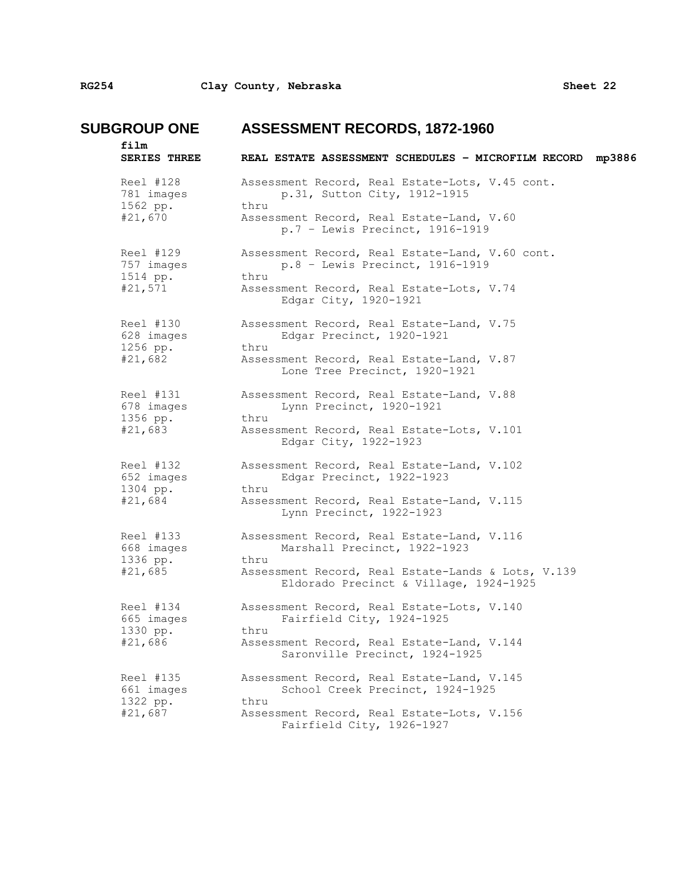## SUBGROUP ONE — ASSESSMENT RECORDS, 1872-1960

### film SERIES THREE — REAL ESTATE ASSESSMENT SCHEDULES – MICROFILM RECORD mp3886

| | |
|---|---|
| Reel #128<br>781 images<br>1562 pp.<br>#21,670 | Assessment Record, Real Estate-Lots, V.45 cont.<br>p.31, Sutton City, 1912-1915<br>thru<br>Assessment Record, Real Estate-Land, V.60<br>p.7 – Lewis Precinct, 1916-1919 |
| Reel #129<br>757 images<br>1514 pp.<br>#21,571 | Assessment Record, Real Estate-Land, V.60 cont.<br>p.8 – Lewis Precinct, 1916-1919<br>thru<br>Assessment Record, Real Estate-Lots, V.74<br>Edgar City, 1920-1921 |
| Reel #130<br>628 images<br>1256 pp.<br>#21,682 | Assessment Record, Real Estate-Land, V.75<br>Edgar Precinct, 1920-1921<br>thru<br>Assessment Record, Real Estate-Land, V.87<br>Lone Tree Precinct, 1920-1921 |
| Reel #131<br>678 images<br>1356 pp.<br>#21,683 | Assessment Record, Real Estate-Land, V.88<br>Lynn Precinct, 1920-1921<br>thru<br>Assessment Record, Real Estate-Lots, V.101<br>Edgar City, 1922-1923 |
| Reel #132<br>652 images<br>1304 pp.<br>#21,684 | Assessment Record, Real Estate-Land, V.102<br>Edgar Precinct, 1922-1923<br>thru<br>Assessment Record, Real Estate-Land, V.115<br>Lynn Precinct, 1922-1923 |
| Reel #133<br>668 images<br>1336 pp.<br>#21,685 | Assessment Record, Real Estate-Land, V.116<br>Marshall Precinct, 1922-1923<br>thru<br>Assessment Record, Real Estate-Lands & Lots, V.139<br>Eldorado Precinct & Village, 1924-1925 |
| Reel #134<br>665 images<br>1330 pp.<br>#21,686 | Assessment Record, Real Estate-Lots, V.140<br>Fairfield City, 1924-1925<br>thru<br>Assessment Record, Real Estate-Land, V.144<br>Saronville Precinct, 1924-1925 |
| Reel #135<br>661 images<br>1322 pp.<br>#21,687 | Assessment Record, Real Estate-Land, V.145<br>School Creek Precinct, 1924-1925<br>thru<br>Assessment Record, Real Estate-Lots, V.156<br>Fairfield City, 1926-1927 |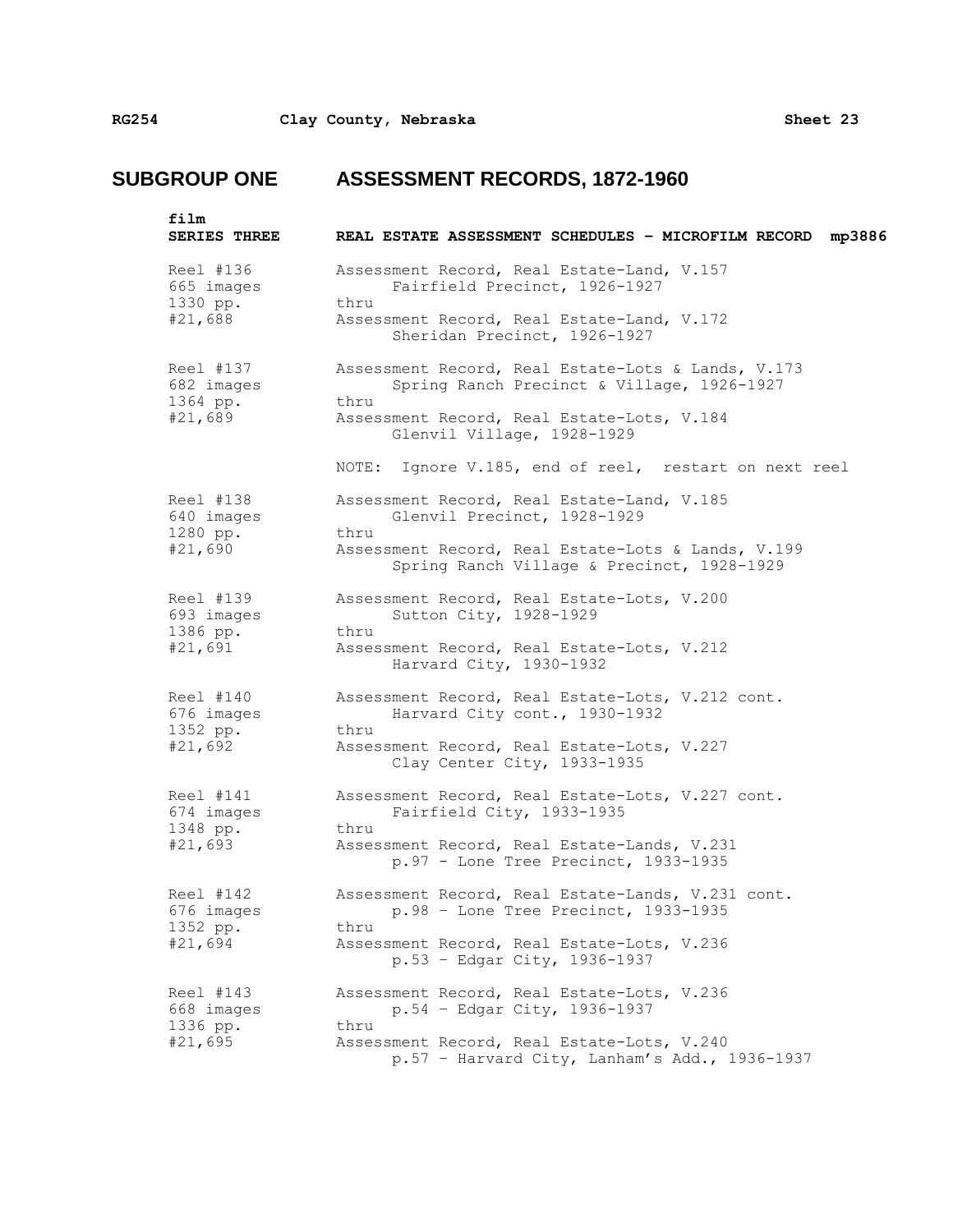## SUBGROUP ONE ASSESSMENT RECORDS, 1872-1960

| film<br>**SERIES THREE** | **REAL ESTATE ASSESSMENT SCHEDULES – MICROFILM RECORD mp3886** |
|---|---|
| Reel #136<br>665 images<br>1330 pp.<br>#21,688 | Assessment Record, Real Estate-Land, V.157<br>Fairfield Precinct, 1926-1927<br>thru<br>Assessment Record, Real Estate-Land, V.172<br>Sheridan Precinct, 1926-1927 |
| Reel #137<br>682 images<br>1364 pp.<br>#21,689 | Assessment Record, Real Estate-Lots & Lands, V.173<br>Spring Ranch Precinct & Village, 1926-1927<br>thru<br>Assessment Record, Real Estate-Lots, V.184<br>Glenvil Village, 1928-1929<br><br>NOTE: Ignore V.185, end of reel, restart on next reel |
| Reel #138<br>640 images<br>1280 pp.<br>#21,690 | Assessment Record, Real Estate-Land, V.185<br>Glenvil Precinct, 1928-1929<br>thru<br>Assessment Record, Real Estate-Lots & Lands, V.199<br>Spring Ranch Village & Precinct, 1928-1929 |
| Reel #139<br>693 images<br>1386 pp.<br>#21,691 | Assessment Record, Real Estate-Lots, V.200<br>Sutton City, 1928-1929<br>thru<br>Assessment Record, Real Estate-Lots, V.212<br>Harvard City, 1930-1932 |
| Reel #140<br>676 images<br>1352 pp.<br>#21,692 | Assessment Record, Real Estate-Lots, V.212 cont.<br>Harvard City cont., 1930-1932<br>thru<br>Assessment Record, Real Estate-Lots, V.227<br>Clay Center City, 1933-1935 |
| Reel #141<br>674 images<br>1348 pp.<br>#21,693 | Assessment Record, Real Estate-Lots, V.227 cont.<br>Fairfield City, 1933-1935<br>thru<br>Assessment Record, Real Estate-Lands, V.231<br>p.97 - Lone Tree Precinct, 1933-1935 |
| Reel #142<br>676 images<br>1352 pp.<br>#21,694 | Assessment Record, Real Estate-Lands, V.231 cont.<br>p.98 – Lone Tree Precinct, 1933-1935<br>thru<br>Assessment Record, Real Estate-Lots, V.236<br>p.53 – Edgar City, 1936-1937 |
| Reel #143<br>668 images<br>1336 pp.<br>#21,695 | Assessment Record, Real Estate-Lots, V.236<br>p.54 – Edgar City, 1936-1937<br>thru<br>Assessment Record, Real Estate-Lots, V.240<br>p.57 – Harvard City, Lanham's Add., 1936-1937 |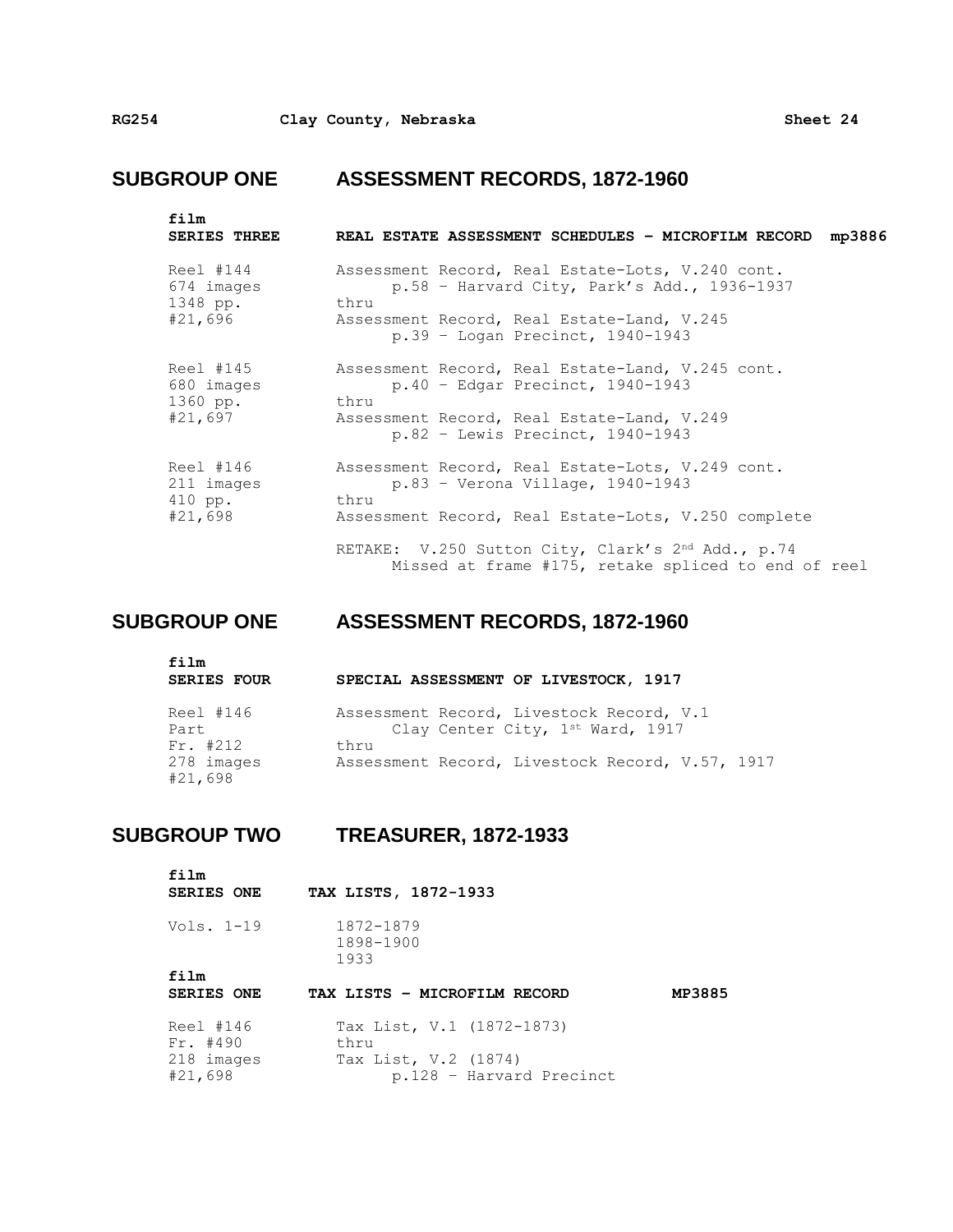## SUBGROUP ONE ASSESSMENT RECORDS, 1872-1960

**film**
**SERIES THREE** **REAL ESTATE ASSESSMENT SCHEDULES – MICROFILM RECORD mp3886**

| | |
|---|---|
| Reel #144<br>674 images<br>1348 pp.<br>#21,696 | Assessment Record, Real Estate-Lots, V.240 cont.<br>p.58 – Harvard City, Park's Add., 1936-1937<br>thru<br>Assessment Record, Real Estate-Land, V.245<br>p.39 – Logan Precinct, 1940-1943 |
| Reel #145<br>680 images<br>1360 pp.<br>#21,697 | Assessment Record, Real Estate-Land, V.245 cont.<br>p.40 – Edgar Precinct, 1940-1943<br>thru<br>Assessment Record, Real Estate-Land, V.249<br>p.82 – Lewis Precinct, 1940-1943 |
| Reel #146<br>211 images<br>410 pp.<br>#21,698 | Assessment Record, Real Estate-Lots, V.249 cont.<br>p.83 – Verona Village, 1940-1943<br>thru<br>Assessment Record, Real Estate-Lots, V.250 complete<br><br>RETAKE: V.250 Sutton City, Clark's 2nd Add., p.74<br>Missed at frame #175, retake spliced to end of reel |

## SUBGROUP ONE ASSESSMENT RECORDS, 1872-1960

**film**
**SERIES FOUR** **SPECIAL ASSESSMENT OF LIVESTOCK, 1917**

| | |
|---|---|
| Reel #146<br>Part<br>Fr. #212<br>278 images<br>#21,698 | Assessment Record, Livestock Record, V.1<br>Clay Center City, 1st Ward, 1917<br>thru<br>Assessment Record, Livestock Record, V.57, 1917 |

## SUBGROUP TWO TREASURER, 1872-1933

**film**
**SERIES ONE** **TAX LISTS, 1872-1933**

| | |
|---|---|
| Vols. 1-19 | 1872-1879<br>1898-1900<br>1933 |

**film**
**SERIES ONE** **TAX LISTS – MICROFILM RECORD** **MP3885**

| | |
|---|---|
| Reel #146<br>Fr. #490<br>218 images<br>#21,698 | Tax List, V.1 (1872-1873)<br>thru<br>Tax List, V.2 (1874)<br>p.128 – Harvard Precinct |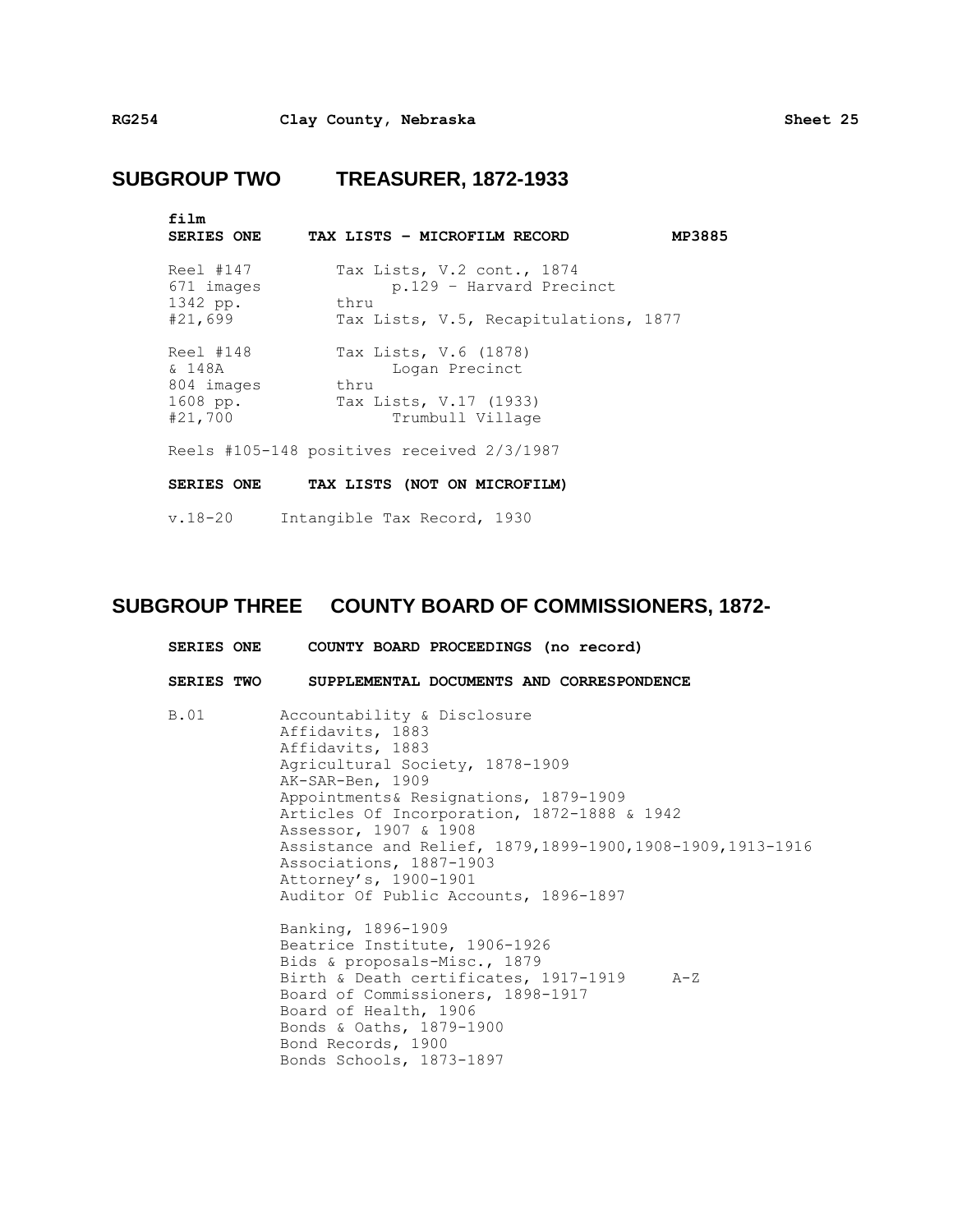## SUBGROUP TWO TREASURER, 1872-1933

**film**

**SERIES ONE TAX LISTS – MICROFILM RECORD MP3885**

| | |
|---|---|
| Reel #147<br>671 images<br>1342 pp.<br>#21,699 | Tax Lists, V.2 cont., 1874<br>p.129 – Harvard Precinct<br>thru<br>Tax Lists, V.5, Recapitulations, 1877 |
| Reel #148<br>& 148A<br>804 images<br>1608 pp.<br>#21,700 | Tax Lists, V.6 (1878)<br>Logan Precinct<br>thru<br>Tax Lists, V.17 (1933)<br>Trumbull Village |

Reels #105-148 positives received 2/3/1987

**SERIES ONE TAX LISTS (NOT ON MICROFILM)**

v.18-20 Intangible Tax Record, 1930

## SUBGROUP THREE COUNTY BOARD OF COMMISSIONERS, 1872-

**SERIES ONE COUNTY BOARD PROCEEDINGS (no record)**

**SERIES TWO SUPPLEMENTAL DOCUMENTS AND CORRESPONDENCE**

B.01
- Accountability & Disclosure
- Affidavits, 1883
- Affidavits, 1883
- Agricultural Society, 1878-1909
- AK-SAR-Ben, 1909
- Appointments& Resignations, 1879-1909
- Articles Of Incorporation, 1872-1888 & 1942
- Assessor, 1907 & 1908
- Assistance and Relief, 1879,1899-1900,1908-1909,1913-1916
- Associations, 1887-1903
- Attorney's, 1900-1901
- Auditor Of Public Accounts, 1896-1897

- Banking, 1896-1909
- Beatrice Institute, 1906-1926
- Bids & proposals-Misc., 1879
- Birth & Death certificates, 1917-1919 A-Z
- Board of Commissioners, 1898-1917
- Board of Health, 1906
- Bonds & Oaths, 1879-1900
- Bond Records, 1900
- Bonds Schools, 1873-1897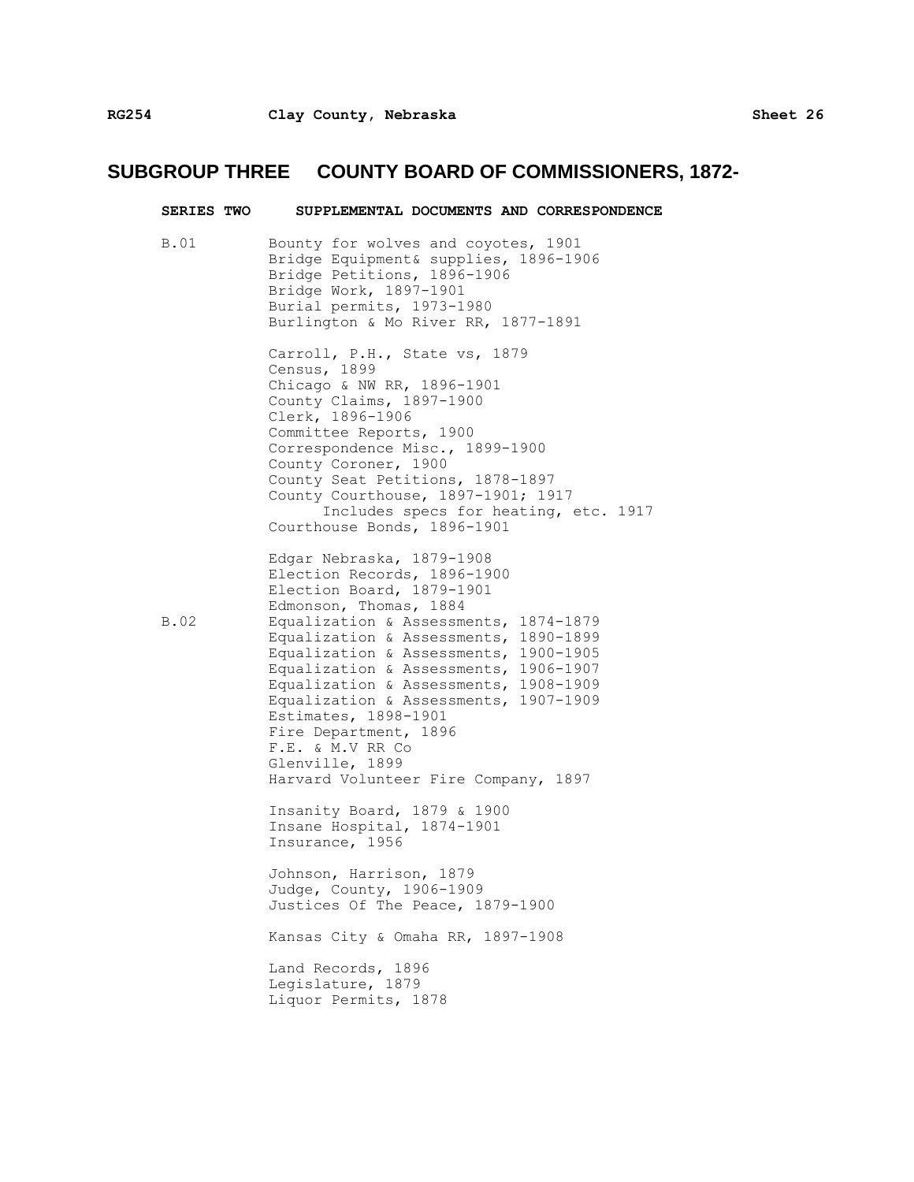## SUBGROUP THREE COUNTY BOARD OF COMMISSIONERS, 1872-

**SERIES TWO SUPPLEMENTAL DOCUMENTS AND CORRESPONDENCE**

B.01

Bounty for wolves and coyotes, 1901
Bridge Equipment& supplies, 1896-1906
Bridge Petitions, 1896-1906
Bridge Work, 1897-1901
Burial permits, 1973-1980
Burlington & Mo River RR, 1877-1891

Carroll, P.H., State vs, 1879
Census, 1899
Chicago & NW RR, 1896-1901
County Claims, 1897-1900
Clerk, 1896-1906
Committee Reports, 1900
Correspondence Misc., 1899-1900
County Coroner, 1900
County Seat Petitions, 1878-1897
County Courthouse, 1897-1901; 1917
  Includes specs for heating, etc. 1917
Courthouse Bonds, 1896-1901

Edgar Nebraska, 1879-1908
Election Records, 1896-1900
Election Board, 1879-1901
Edmonson, Thomas, 1884

B.02

Equalization & Assessments, 1874-1879
Equalization & Assessments, 1890-1899
Equalization & Assessments, 1900-1905
Equalization & Assessments, 1906-1907
Equalization & Assessments, 1908-1909
Equalization & Assessments, 1907-1909
Estimates, 1898-1901
Fire Department, 1896
F.E. & M.V RR Co
Glenville, 1899
Harvard Volunteer Fire Company, 1897

Insanity Board, 1879 & 1900
Insane Hospital, 1874-1901
Insurance, 1956

Johnson, Harrison, 1879
Judge, County, 1906-1909
Justices Of The Peace, 1879-1900

Kansas City & Omaha RR, 1897-1908

Land Records, 1896
Legislature, 1879
Liquor Permits, 1878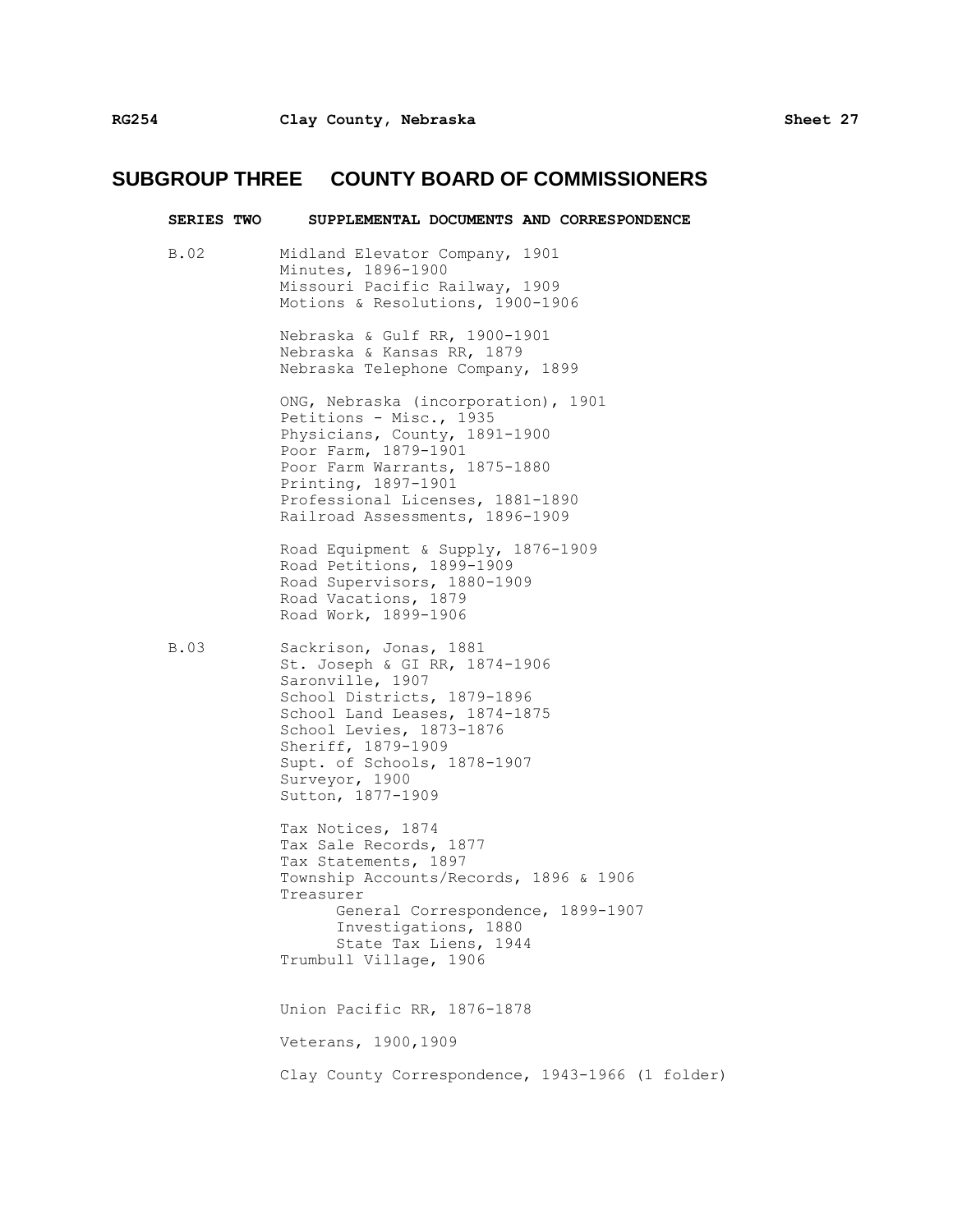## SUBGROUP THREE COUNTY BOARD OF COMMISSIONERS

**SERIES TWO SUPPLEMENTAL DOCUMENTS AND CORRESPONDENCE**

B.02 Midland Elevator Company, 1901
Minutes, 1896-1900
Missouri Pacific Railway, 1909
Motions & Resolutions, 1900-1906

Nebraska & Gulf RR, 1900-1901
Nebraska & Kansas RR, 1879
Nebraska Telephone Company, 1899

ONG, Nebraska (incorporation), 1901
Petitions - Misc., 1935
Physicians, County, 1891-1900
Poor Farm, 1879-1901
Poor Farm Warrants, 1875-1880
Printing, 1897-1901
Professional Licenses, 1881-1890
Railroad Assessments, 1896-1909

Road Equipment & Supply, 1876-1909
Road Petitions, 1899-1909
Road Supervisors, 1880-1909
Road Vacations, 1879
Road Work, 1899-1906

B.03 Sackrison, Jonas, 1881
St. Joseph & GI RR, 1874-1906
Saronville, 1907
School Districts, 1879-1896
School Land Leases, 1874-1875
School Levies, 1873-1876
Sheriff, 1879-1909
Supt. of Schools, 1878-1907
Surveyor, 1900
Sutton, 1877-1909

Tax Notices, 1874
Tax Sale Records, 1877
Tax Statements, 1897
Township Accounts/Records, 1896 & 1906
Treasurer
- General Correspondence, 1899-1907
- Investigations, 1880
- State Tax Liens, 1944

Trumbull Village, 1906

Union Pacific RR, 1876-1878

Veterans, 1900,1909

Clay County Correspondence, 1943-1966 (1 folder)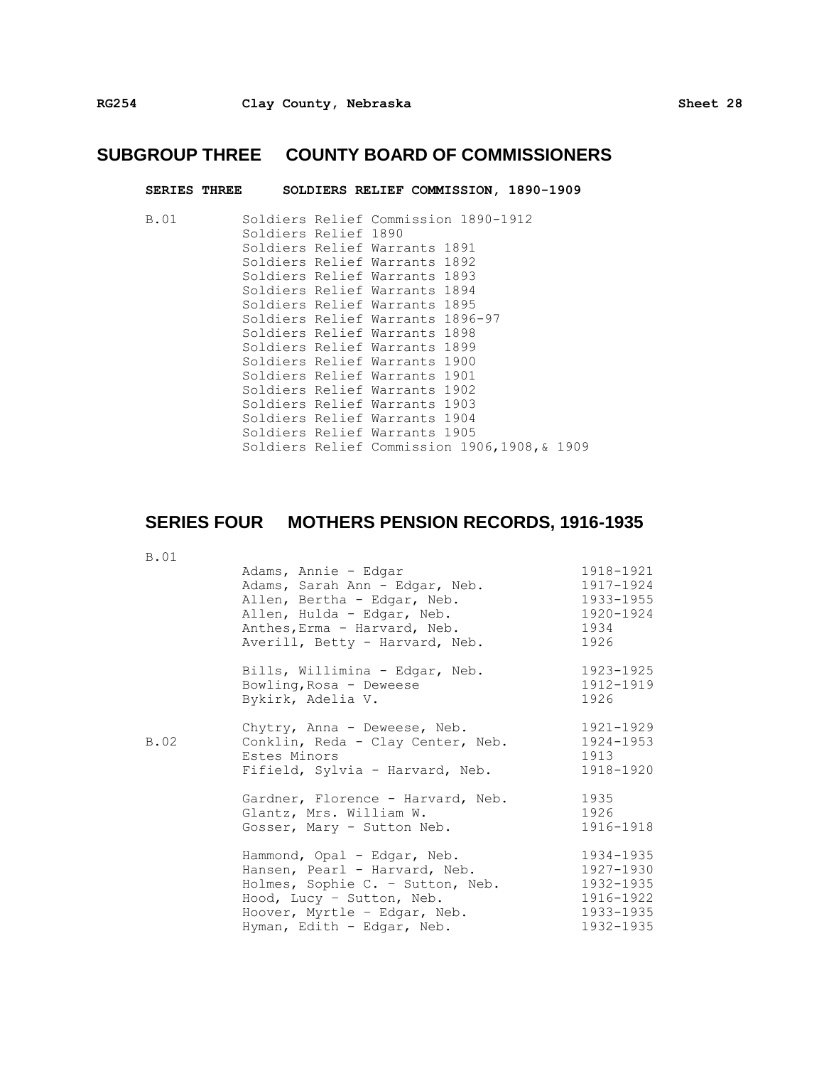## SUBGROUP THREE COUNTY BOARD OF COMMISSIONERS

### SERIES THREE SOLDIERS RELIEF COMMISSION, 1890-1909

B.01
Soldiers Relief Commission 1890-1912
Soldiers Relief 1890
Soldiers Relief Warrants 1891
Soldiers Relief Warrants 1892
Soldiers Relief Warrants 1893
Soldiers Relief Warrants 1894
Soldiers Relief Warrants 1895
Soldiers Relief Warrants 1896-97
Soldiers Relief Warrants 1898
Soldiers Relief Warrants 1899
Soldiers Relief Warrants 1900
Soldiers Relief Warrants 1901
Soldiers Relief Warrants 1902
Soldiers Relief Warrants 1903
Soldiers Relief Warrants 1904
Soldiers Relief Warrants 1905
Soldiers Relief Commission 1906,1908,& 1909

## SERIES FOUR MOTHERS PENSION RECORDS, 1916-1935

| Box | Name | Dates |
|---|---|---|
| B.01 | | |
| | Adams, Annie - Edgar | 1918-1921 |
| | Adams, Sarah Ann - Edgar, Neb. | 1917-1924 |
| | Allen, Bertha - Edgar, Neb. | 1933-1955 |
| | Allen, Hulda - Edgar, Neb. | 1920-1924 |
| | Anthes,Erma - Harvard, Neb. | 1934 |
| | Averill, Betty - Harvard, Neb. | 1926 |
| | Bills, Willimina - Edgar, Neb. | 1923-1925 |
| | Bowling,Rosa - Deweese | 1912-1919 |
| | Bykirk, Adelia V. | 1926 |
| | Chytry, Anna - Deweese, Neb. | 1921-1929 |
| B.02 | Conklin, Reda - Clay Center, Neb. | 1924-1953 |
| | Estes Minors | 1913 |
| | Fifield, Sylvia - Harvard, Neb. | 1918-1920 |
| | Gardner, Florence - Harvard, Neb. | 1935 |
| | Glantz, Mrs. William W. | 1926 |
| | Gosser, Mary - Sutton Neb. | 1916-1918 |
| | Hammond, Opal - Edgar, Neb. | 1934-1935 |
| | Hansen, Pearl - Harvard, Neb. | 1927-1930 |
| | Holmes, Sophie C. – Sutton, Neb. | 1932-1935 |
| | Hood, Lucy – Sutton, Neb. | 1916-1922 |
| | Hoover, Myrtle – Edgar, Neb. | 1933-1935 |
| | Hyman, Edith - Edgar, Neb. | 1932-1935 |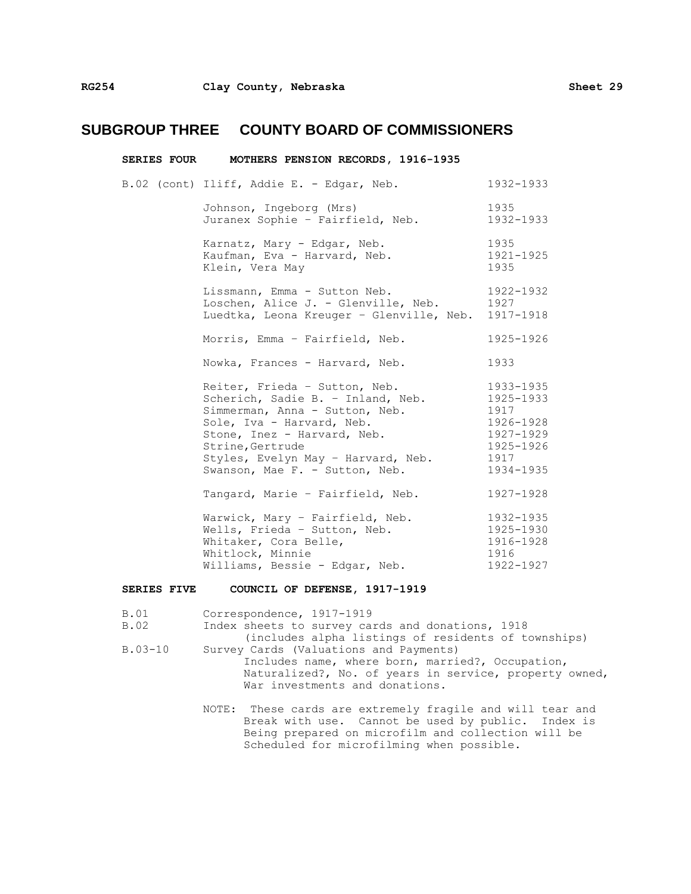## SUBGROUP THREE COUNTY BOARD OF COMMISSIONERS

### SERIES FOUR MOTHERS PENSION RECORDS, 1916-1935

| | | |
|---|---|---|
| B.02 (cont) | Iliff, Addie E. - Edgar, Neb. | 1932-1933 |
| | Johnson, Ingeborg (Mrs) | 1935 |
| | Juranex Sophie – Fairfield, Neb. | 1932-1933 |
| | Karnatz, Mary - Edgar, Neb. | 1935 |
| | Kaufman, Eva - Harvard, Neb. | 1921-1925 |
| | Klein, Vera May | 1935 |
| | Lissmann, Emma - Sutton Neb. | 1922-1932 |
| | Loschen, Alice J. - Glenville, Neb. | 1927 |
| | Luedtka, Leona Kreuger – Glenville, Neb. | 1917-1918 |
| | Morris, Emma – Fairfield, Neb. | 1925-1926 |
| | Nowka, Frances - Harvard, Neb. | 1933 |
| | Reiter, Frieda – Sutton, Neb. | 1933-1935 |
| | Scherich, Sadie B. – Inland, Neb. | 1925-1933 |
| | Simmerman, Anna - Sutton, Neb. | 1917 |
| | Sole, Iva - Harvard, Neb. | 1926-1928 |
| | Stone, Inez - Harvard, Neb. | 1927-1929 |
| | Strine,Gertrude | 1925-1926 |
| | Styles, Evelyn May – Harvard, Neb. | 1917 |
| | Swanson, Mae F. - Sutton, Neb. | 1934-1935 |
| | Tangard, Marie – Fairfield, Neb. | 1927-1928 |
| | Warwick, Mary – Fairfield, Neb. | 1932-1935 |
| | Wells, Frieda – Sutton, Neb. | 1925-1930 |
| | Whitaker, Cora Belle, | 1916-1928 |
| | Whitlock, Minnie | 1916 |
| | Williams, Bessie - Edgar, Neb. | 1922-1927 |

### SERIES FIVE COUNCIL OF DEFENSE, 1917-1919

B.01 Correspondence, 1917-1919

B.02 Index sheets to survey cards and donations, 1918
(includes alpha listings of residents of townships)

B.03-10 Survey Cards (Valuations and Payments)
Includes name, where born, married?, Occupation, Naturalized?, No. of years in service, property owned, War investments and donations.

NOTE: These cards are extremely fragile and will tear and Break with use. Cannot be used by public. Index is Being prepared on microfilm and collection will be Scheduled for microfilming when possible.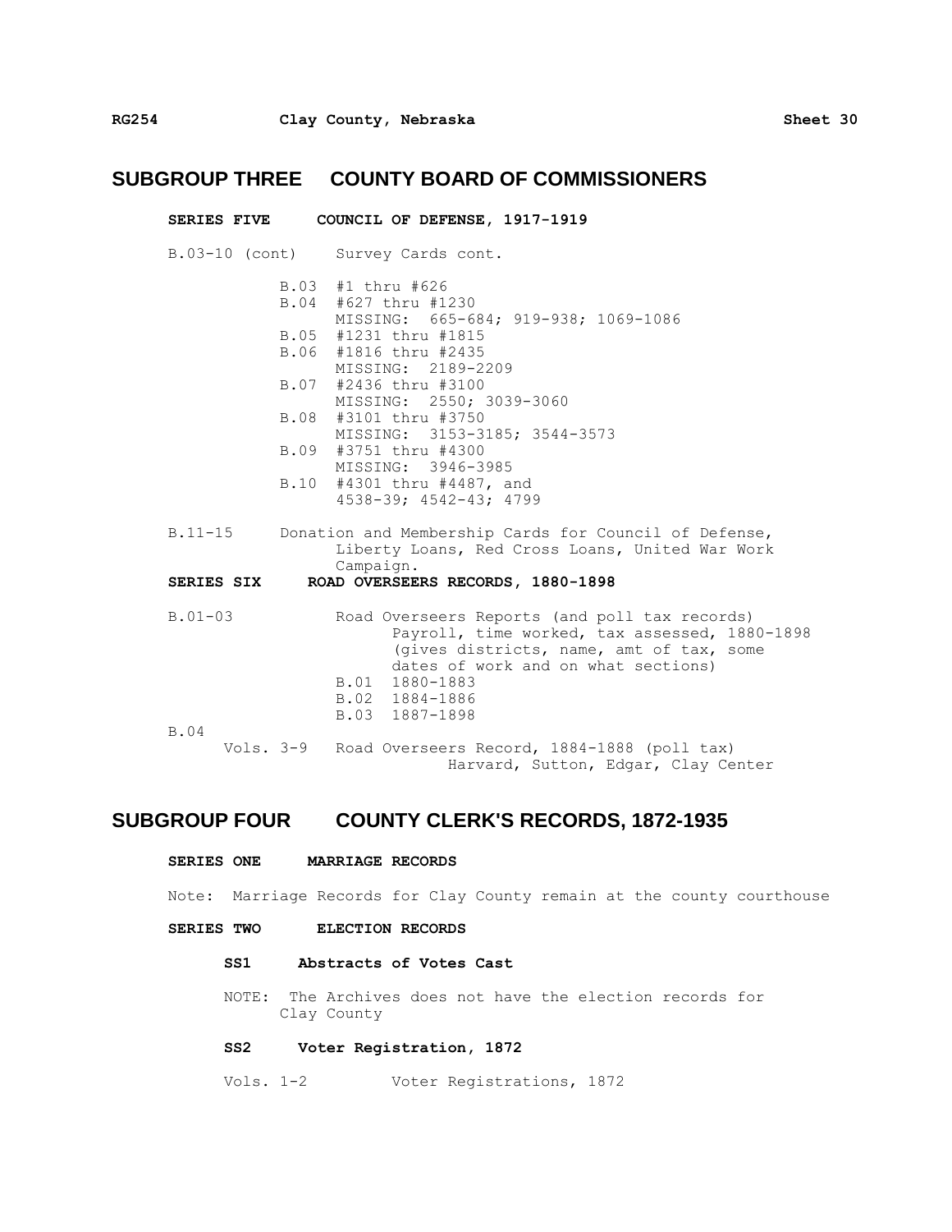## SUBGROUP THREE COUNTY BOARD OF COMMISSIONERS

**SERIES FIVE COUNCIL OF DEFENSE, 1917-1919**

B.03-10 (cont) Survey Cards cont.

- B.03 #1 thru #626
- B.04 #627 thru #1230
  MISSING: 665-684; 919-938; 1069-1086
- B.05 #1231 thru #1815
- B.06 #1816 thru #2435
  MISSING: 2189-2209
- B.07 #2436 thru #3100
  MISSING: 2550; 3039-3060
- B.08 #3101 thru #3750
  MISSING: 3153-3185; 3544-3573
- B.09 #3751 thru #4300
  MISSING: 3946-3985
- B.10 #4301 thru #4487, and
  4538-39; 4542-43; 4799

B.11-15 Donation and Membership Cards for Council of Defense, Liberty Loans, Red Cross Loans, United War Work Campaign.

**SERIES SIX ROAD OVERSEERS RECORDS, 1880-1898**

B.01-03 Road Overseers Reports (and poll tax records)
Payroll, time worked, tax assessed, 1880-1898 (gives districts, name, amt of tax, some dates of work and on what sections)

- B.01 1880-1883
- B.02 1884-1886
- B.03 1887-1898

B.04

Vols. 3-9 Road Overseers Record, 1884-1888 (poll tax)
Harvard, Sutton, Edgar, Clay Center

## SUBGROUP FOUR COUNTY CLERK'S RECORDS, 1872-1935

**SERIES ONE MARRIAGE RECORDS**

Note: Marriage Records for Clay County remain at the county courthouse

**SERIES TWO ELECTION RECORDS**

**SS1 Abstracts of Votes Cast**

NOTE: The Archives does not have the election records for Clay County

**SS2 Voter Registration, 1872**

Vols. 1-2 Voter Registrations, 1872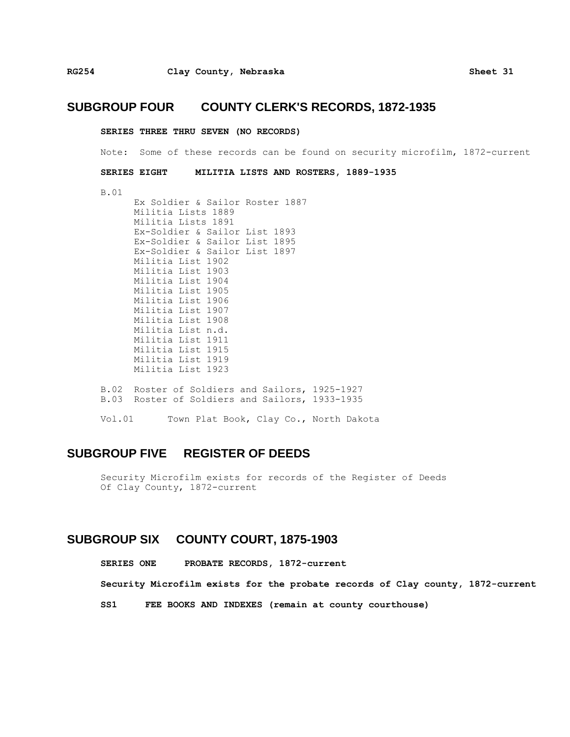## SUBGROUP FOUR COUNTY CLERK'S RECORDS, 1872-1935

**SERIES THREE THRU SEVEN (NO RECORDS)**

Note: Some of these records can be found on security microfilm, 1872-current

**SERIES EIGHT MILITIA LISTS AND ROSTERS, 1889-1935**

B.01

- Ex Soldier & Sailor Roster 1887
- Militia Lists 1889
- Militia Lists 1891
- Ex-Soldier & Sailor List 1893
- Ex-Soldier & Sailor List 1895
- Ex-Soldier & Sailor List 1897
- Militia List 1902
- Militia List 1903
- Militia List 1904
- Militia List 1905
- Militia List 1906
- Militia List 1907
- Militia List 1908
- Militia List n.d.
- Militia List 1911
- Militia List 1915
- Militia List 1919
- Militia List 1923

B.02 Roster of Soldiers and Sailors, 1925-1927
B.03 Roster of Soldiers and Sailors, 1933-1935

Vol.01 Town Plat Book, Clay Co., North Dakota

## SUBGROUP FIVE REGISTER OF DEEDS

Security Microfilm exists for records of the Register of Deeds Of Clay County, 1872-current

## SUBGROUP SIX COUNTY COURT, 1875-1903

**SERIES ONE PROBATE RECORDS, 1872-current**

**Security Microfilm exists for the probate records of Clay county, 1872-current**

**SS1 FEE BOOKS AND INDEXES (remain at county courthouse)**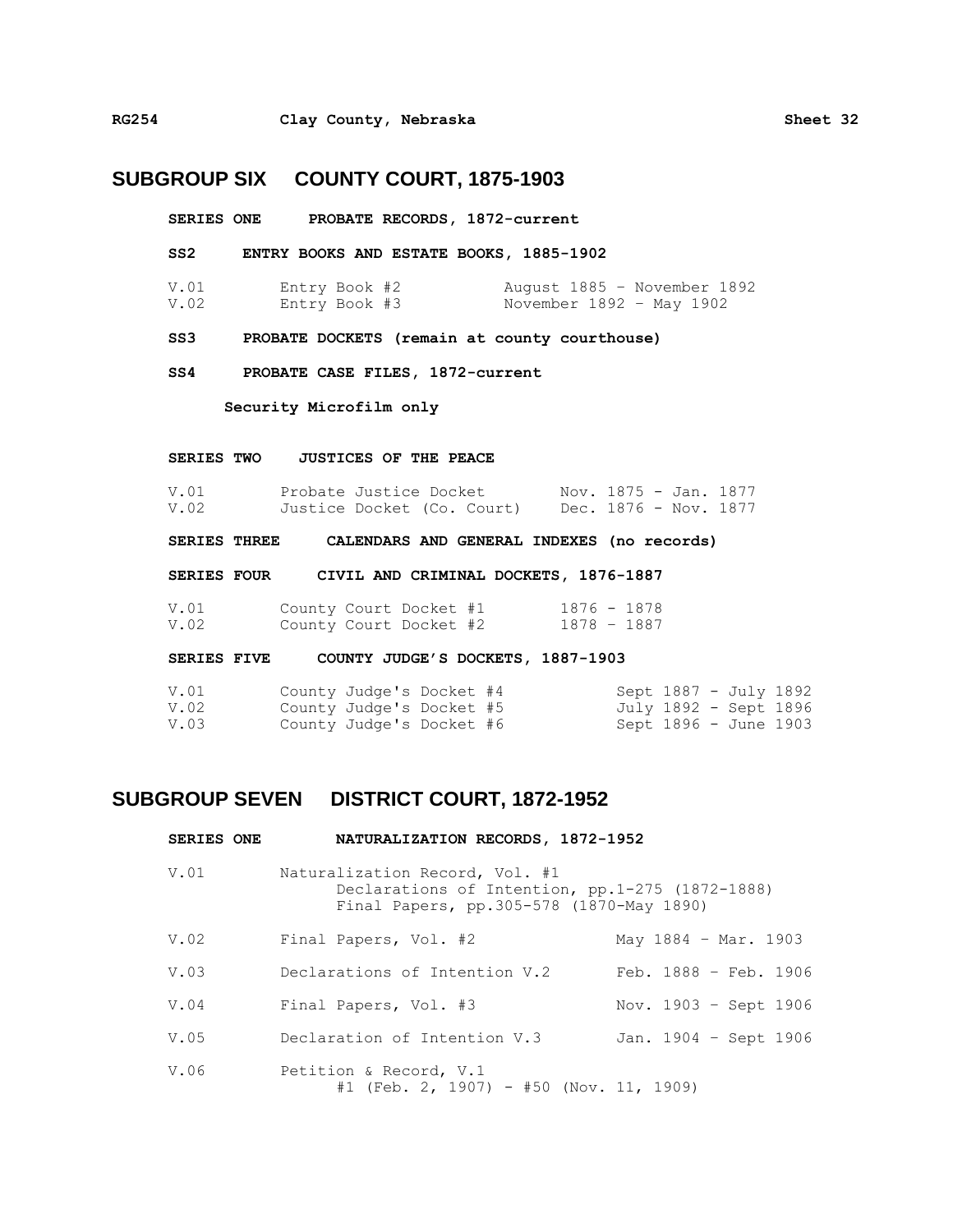## SUBGROUP SIX COUNTY COURT, 1875-1903

### SERIES ONE PROBATE RECORDS, 1872-current

#### SS2 ENTRY BOOKS AND ESTATE BOOKS, 1885-1902

| | | |
|---|---|---|
| V.01 | Entry Book #2 | August 1885 – November 1892 |
| V.02 | Entry Book #3 | November 1892 – May 1902 |

#### SS3 PROBATE DOCKETS (remain at county courthouse)

#### SS4 PROBATE CASE FILES, 1872-current

**Security Microfilm only**

### SERIES TWO JUSTICES OF THE PEACE

| | | |
|---|---|---|
| V.01 | Probate Justice Docket | Nov. 1875 - Jan. 1877 |
| V.02 | Justice Docket (Co. Court) | Dec. 1876 - Nov. 1877 |

### SERIES THREE CALENDARS AND GENERAL INDEXES (no records)

### SERIES FOUR CIVIL AND CRIMINAL DOCKETS, 1876-1887

| | | |
|---|---|---|
| V.01 | County Court Docket #1 | 1876 - 1878 |
| V.02 | County Court Docket #2 | 1878 – 1887 |

### SERIES FIVE COUNTY JUDGE'S DOCKETS, 1887-1903

| | | |
|---|---|---|
| V.01 | County Judge's Docket #4 | Sept 1887 - July 1892 |
| V.02 | County Judge's Docket #5 | July 1892 - Sept 1896 |
| V.03 | County Judge's Docket #6 | Sept 1896 - June 1903 |

## SUBGROUP SEVEN DISTRICT COURT, 1872-1952

### SERIES ONE NATURALIZATION RECORDS, 1872-1952

V.01 Naturalization Record, Vol. #1
- Declarations of Intention, pp.1-275 (1872-1888)
- Final Papers, pp.305-578 (1870-May 1890)

| | | |
|---|---|---|
| V.02 | Final Papers, Vol. #2 | May 1884 – Mar. 1903 |
| V.03 | Declarations of Intention V.2 | Feb. 1888 – Feb. 1906 |
| V.04 | Final Papers, Vol. #3 | Nov. 1903 – Sept 1906 |
| V.05 | Declaration of Intention V.3 | Jan. 1904 – Sept 1906 |

V.06 Petition & Record, V.1
- #1 (Feb. 2, 1907) - #50 (Nov. 11, 1909)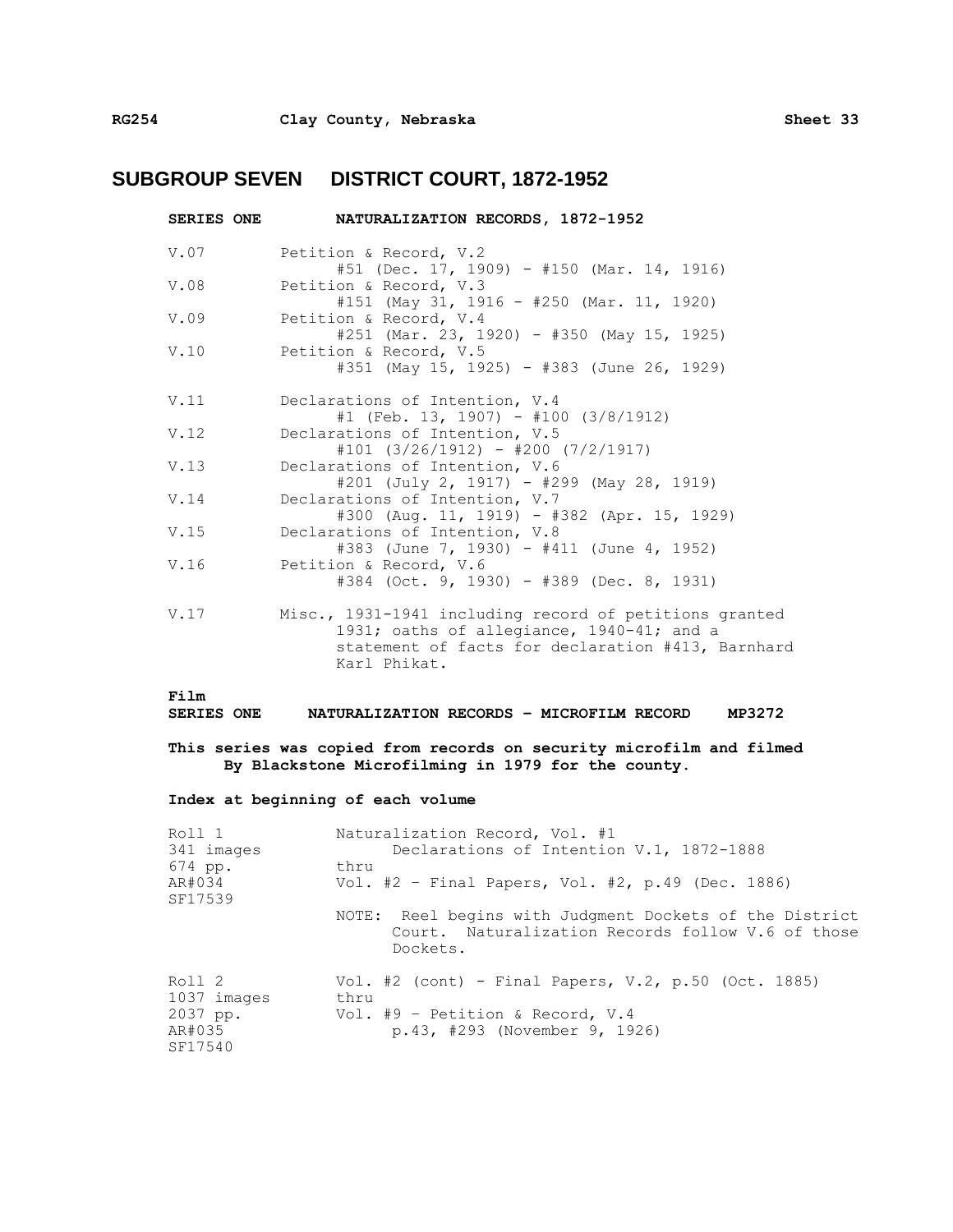# SUBGROUP SEVEN DISTRICT COURT, 1872-1952

## SERIES ONE NATURALIZATION RECORDS, 1872-1952

| | |
|---|---|
| V.07 | Petition & Record, V.2<br>#51 (Dec. 17, 1909) - #150 (Mar. 14, 1916) |
| V.08 | Petition & Record, V.3<br>#151 (May 31, 1916 - #250 (Mar. 11, 1920) |
| V.09 | Petition & Record, V.4<br>#251 (Mar. 23, 1920) - #350 (May 15, 1925) |
| V.10 | Petition & Record, V.5<br>#351 (May 15, 1925) - #383 (June 26, 1929) |
| V.11 | Declarations of Intention, V.4<br>#1 (Feb. 13, 1907) - #100 (3/8/1912) |
| V.12 | Declarations of Intention, V.5<br>#101 (3/26/1912) - #200 (7/2/1917) |
| V.13 | Declarations of Intention, V.6<br>#201 (July 2, 1917) - #299 (May 28, 1919) |
| V.14 | Declarations of Intention, V.7<br>#300 (Aug. 11, 1919) - #382 (Apr. 15, 1929) |
| V.15 | Declarations of Intention, V.8<br>#383 (June 7, 1930) - #411 (June 4, 1952) |
| V.16 | Petition & Record, V.6<br>#384 (Oct. 9, 1930) - #389 (Dec. 8, 1931) |
| V.17 | Misc., 1931-1941 including record of petitions granted 1931; oaths of allegiance, 1940-41; and a statement of facts for declaration #413, Barnhard Karl Phikat. |

**Film**
**SERIES ONE NATURALIZATION RECORDS – MICROFILM RECORD MP3272**

**This series was copied from records on security microfilm and filmed By Blackstone Microfilming in 1979 for the county.**

**Index at beginning of each volume**

| | |
|---|---|
| Roll 1<br>341 images<br>674 pp.<br>AR#034<br>SF17539 | Naturalization Record, Vol. #1<br>Declarations of Intention V.1, 1872-1888<br>thru<br>Vol. #2 – Final Papers, Vol. #2, p.49 (Dec. 1886)<br><br>NOTE: Reel begins with Judgment Dockets of the District Court. Naturalization Records follow V.6 of those Dockets. |
| Roll 2<br>1037 images<br>2037 pp.<br>AR#035<br>SF17540 | Vol. #2 (cont) - Final Papers, V.2, p.50 (Oct. 1885)<br>thru<br>Vol. #9 – Petition & Record, V.4<br>p.43, #293 (November 9, 1926) |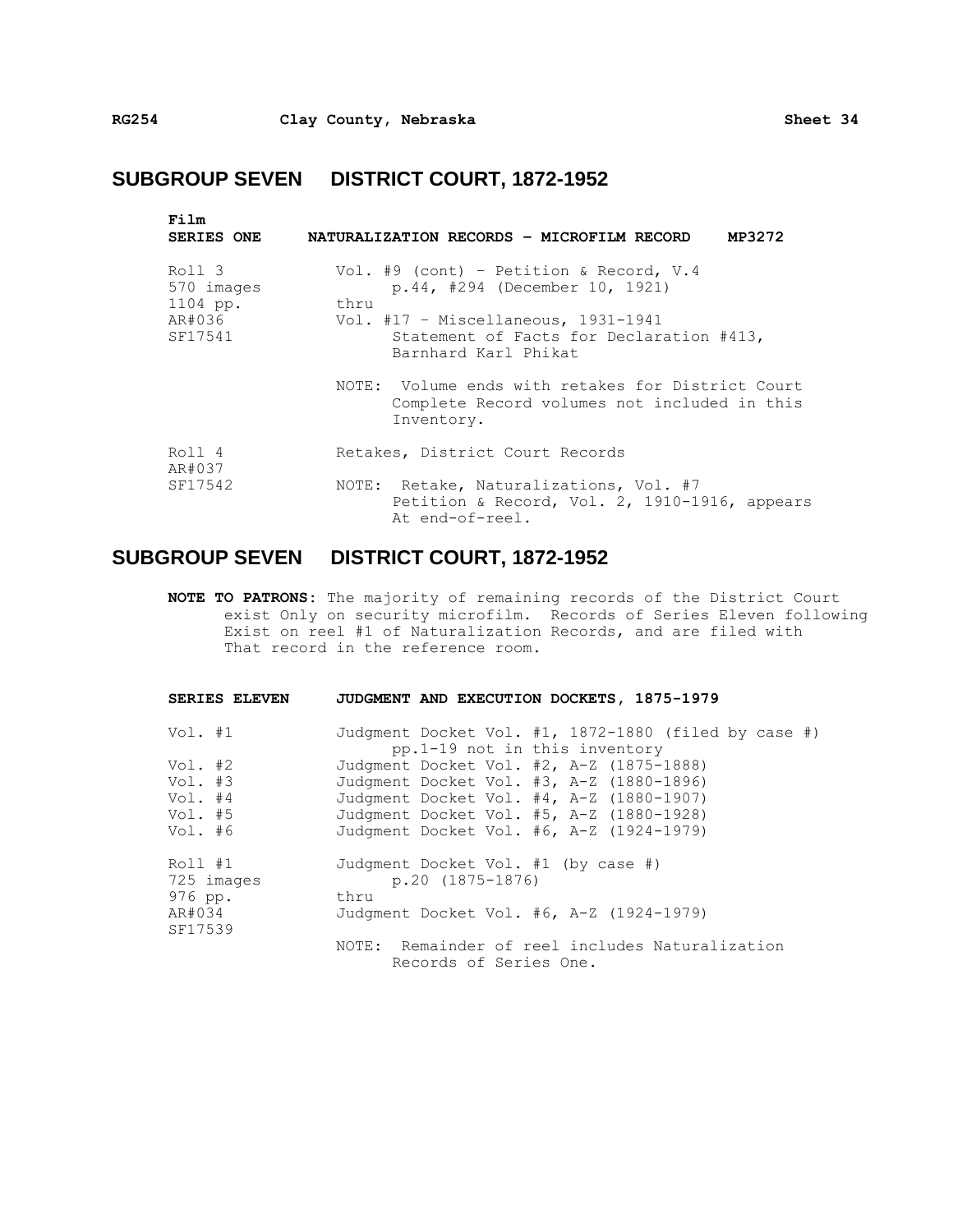## SUBGROUP SEVEN DISTRICT COURT, 1872-1952

| **Film SERIES ONE** | **NATURALIZATION RECORDS – MICROFILM RECORD MP3272** |
|---|---|
| Roll 3<br>570 images<br>1104 pp.<br>AR#036<br>SF17541 | Vol. #9 (cont) – Petition & Record, V.4 p.44, #294 (December 10, 1921)<br>thru<br>Vol. #17 – Miscellaneous, 1931-1941 Statement of Facts for Declaration #413, Barnhard Karl Phikat<br><br>NOTE: Volume ends with retakes for District Court Complete Record volumes not included in this Inventory. |
| Roll 4<br>AR#037<br>SF17542 | Retakes, District Court Records<br><br>NOTE: Retake, Naturalizations, Vol. #7 Petition & Record, Vol. 2, 1910-1916, appears At end-of-reel. |

## SUBGROUP SEVEN DISTRICT COURT, 1872-1952

**NOTE TO PATRONS**: The majority of remaining records of the District Court exist Only on security microfilm. Records of Series Eleven following Exist on reel #1 of Naturalization Records, and are filed with That record in the reference room.

| **SERIES ELEVEN** | **JUDGMENT AND EXECUTION DOCKETS, 1875-1979** |
|---|---|
| Vol. #1 | Judgment Docket Vol. #1, 1872-1880 (filed by case #) pp.1-19 not in this inventory |
| Vol. #2 | Judgment Docket Vol. #2, A-Z (1875-1888) |
| Vol. #3 | Judgment Docket Vol. #3, A-Z (1880-1896) |
| Vol. #4 | Judgment Docket Vol. #4, A-Z (1880-1907) |
| Vol. #5 | Judgment Docket Vol. #5, A-Z (1880-1928) |
| Vol. #6 | Judgment Docket Vol. #6, A-Z (1924-1979) |
| Roll #1<br>725 images<br>976 pp.<br>AR#034<br>SF17539 | Judgment Docket Vol. #1 (by case #) p.20 (1875-1876)<br>thru<br>Judgment Docket Vol. #6, A-Z (1924-1979)<br><br>NOTE: Remainder of reel includes Naturalization Records of Series One. |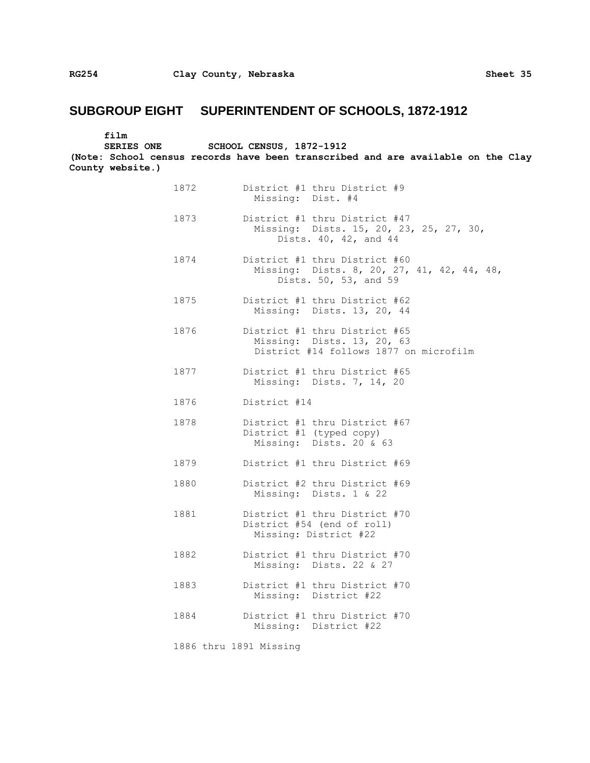## SUBGROUP EIGHT SUPERINTENDENT OF SCHOOLS, 1872-1912

**film**

**SERIES ONE SCHOOL CENSUS, 1872-1912**

**(Note: School census records have been transcribed and are available on the Clay County website.)**

| | |
|---|---|
| 1872 | District #1 thru District #9<br>Missing: Dist. #4 |
| 1873 | District #1 thru District #47<br>Missing: Dists. 15, 20, 23, 25, 27, 30, Dists. 40, 42, and 44 |
| 1874 | District #1 thru District #60<br>Missing: Dists. 8, 20, 27, 41, 42, 44, 48, Dists. 50, 53, and 59 |
| 1875 | District #1 thru District #62<br>Missing: Dists. 13, 20, 44 |
| 1876 | District #1 thru District #65<br>Missing: Dists. 13, 20, 63<br>District #14 follows 1877 on microfilm |
| 1877 | District #1 thru District #65<br>Missing: Dists. 7, 14, 20 |
| 1876 | District #14 |
| 1878 | District #1 thru District #67<br>District #1 (typed copy)<br>Missing: Dists. 20 & 63 |
| 1879 | District #1 thru District #69 |
| 1880 | District #2 thru District #69<br>Missing: Dists. 1 & 22 |
| 1881 | District #1 thru District #70<br>District #54 (end of roll)<br>Missing: District #22 |
| 1882 | District #1 thru District #70<br>Missing: Dists. 22 & 27 |
| 1883 | District #1 thru District #70<br>Missing: District #22 |
| 1884 | District #1 thru District #70<br>Missing: District #22 |

1886 thru 1891 Missing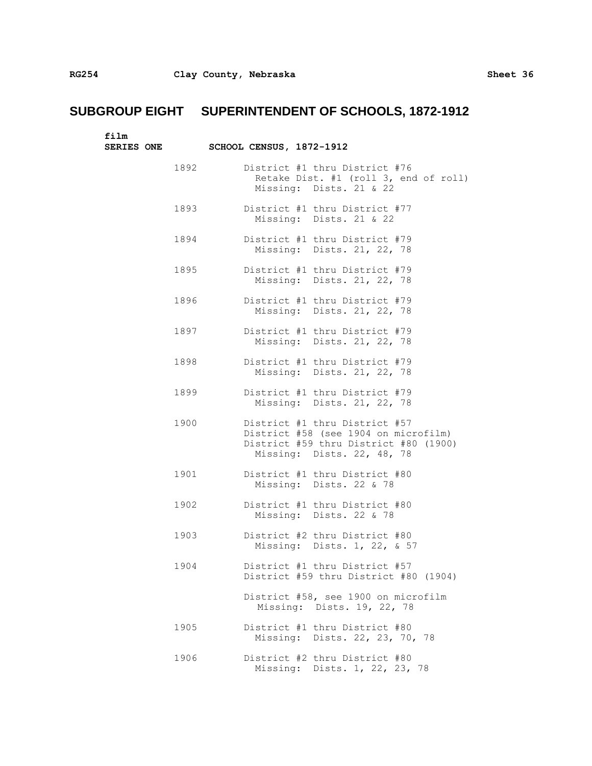## SUBGROUP EIGHT SUPERINTENDENT OF SCHOOLS, 1872-1912

film

**SERIES ONE** **SCHOOL CENSUS, 1872-1912**

1892 District #1 thru District #76
Retake Dist. #1 (roll 3, end of roll)
Missing: Dists. 21 & 22

1893 District #1 thru District #77
Missing: Dists. 21 & 22

1894 District #1 thru District #79
Missing: Dists. 21, 22, 78

1895 District #1 thru District #79
Missing: Dists. 21, 22, 78

1896 District #1 thru District #79
Missing: Dists. 21, 22, 78

1897 District #1 thru District #79
Missing: Dists. 21, 22, 78

1898 District #1 thru District #79
Missing: Dists. 21, 22, 78

1899 District #1 thru District #79
Missing: Dists. 21, 22, 78

1900 District #1 thru District #57
District #58 (see 1904 on microfilm)
District #59 thru District #80 (1900)
Missing: Dists. 22, 48, 78

1901 District #1 thru District #80
Missing: Dists. 22 & 78

1902 District #1 thru District #80
Missing: Dists. 22 & 78

1903 District #2 thru District #80
Missing: Dists. 1, 22, & 57

1904 District #1 thru District #57
District #59 thru District #80 (1904)

District #58, see 1900 on microfilm
Missing: Dists. 19, 22, 78

1905 District #1 thru District #80
Missing: Dists. 22, 23, 70, 78

1906 District #2 thru District #80
Missing: Dists. 1, 22, 23, 78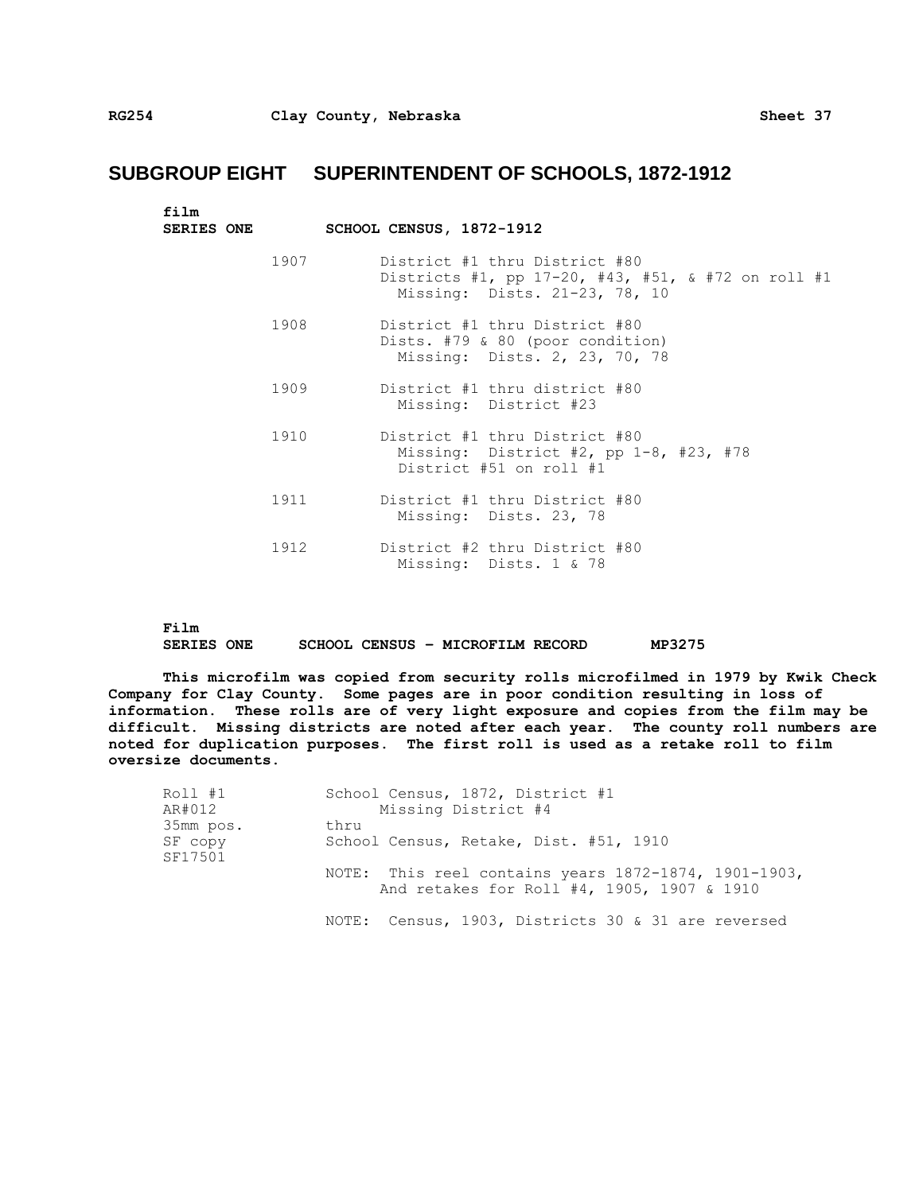## SUBGROUP EIGHT SUPERINTENDENT OF SCHOOLS, 1872-1912

**film**
**SERIES ONE** **SCHOOL CENSUS, 1872-1912**

| | |
|---|---|
| 1907 | District #1 thru District #80<br>Districts #1, pp 17-20, #43, #51, & #72 on roll #1<br>Missing: Dists. 21-23, 78, 10 |
| 1908 | District #1 thru District #80<br>Dists. #79 & 80 (poor condition)<br>Missing: Dists. 2, 23, 70, 78 |
| 1909 | District #1 thru district #80<br>Missing: District #23 |
| 1910 | District #1 thru District #80<br>Missing: District #2, pp 1-8, #23, #78<br>District #51 on roll #1 |
| 1911 | District #1 thru District #80<br>Missing: Dists. 23, 78 |
| 1912 | District #2 thru District #80<br>Missing: Dists. 1 & 78 |

**Film**
**SERIES ONE** **SCHOOL CENSUS – MICROFILM RECORD** **MP3275**

**This microfilm was copied from security rolls microfilmed in 1979 by Kwik Check Company for Clay County. Some pages are in poor condition resulting in loss of information. These rolls are of very light exposure and copies from the film may be difficult. Missing districts are noted after each year. The county roll numbers are noted for duplication purposes. The first roll is used as a retake roll to film oversize documents.**

| | |
|---|---|
| Roll #1<br>AR#012<br>35mm pos.<br>SF copy<br>SF17501 | School Census, 1872, District #1<br>Missing District #4<br>thru<br>School Census, Retake, Dist. #51, 1910<br><br>NOTE: This reel contains years 1872-1874, 1901-1903, And retakes for Roll #4, 1905, 1907 & 1910<br><br>NOTE: Census, 1903, Districts 30 & 31 are reversed |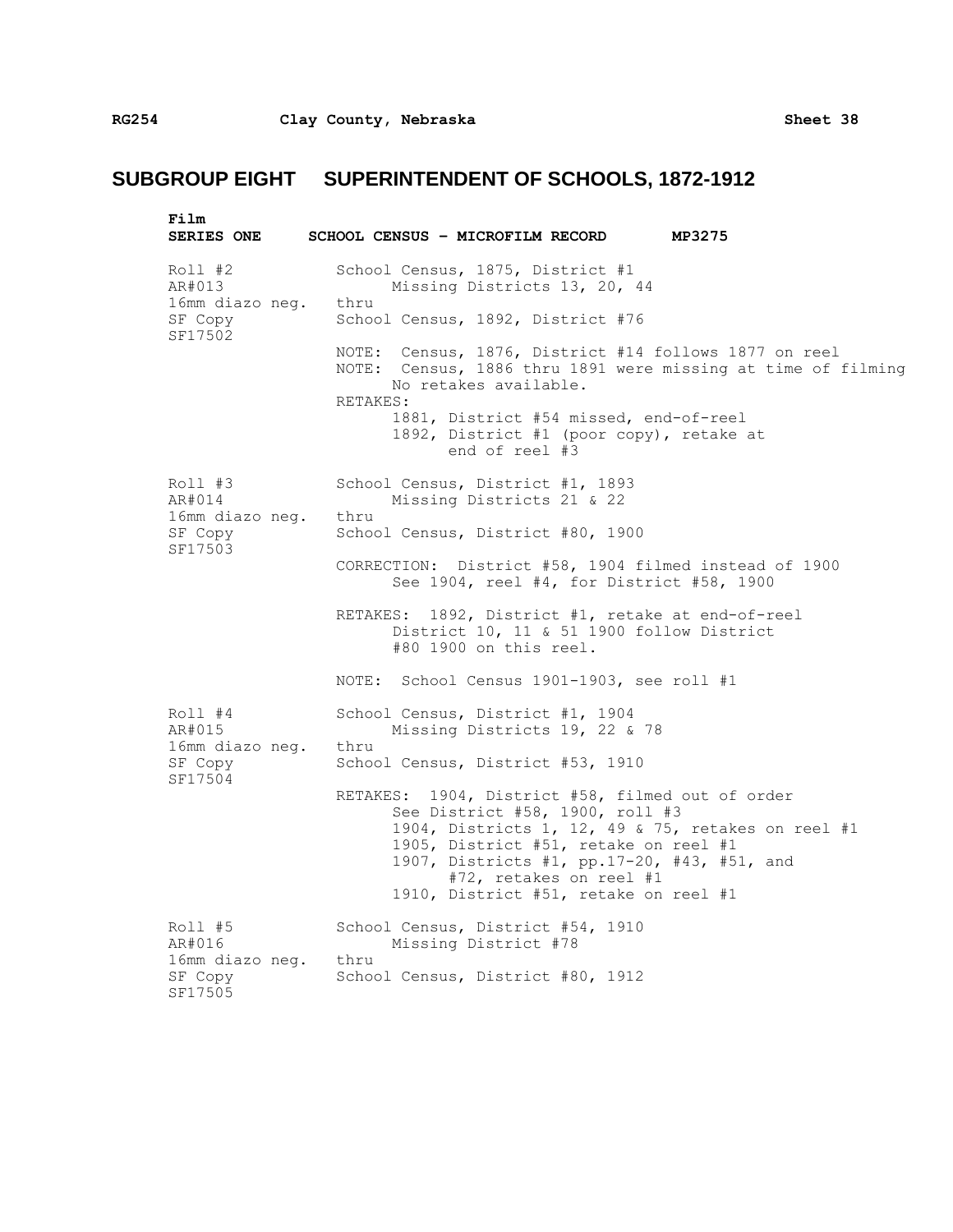# SUBGROUP EIGHT SUPERINTENDENT OF SCHOOLS, 1872-1912

**Film**

**SERIES ONE SCHOOL CENSUS – MICROFILM RECORD MP3275**

| | |
|---|---|
| Roll #2<br>AR#013<br>16mm diazo neg.<br>SF Copy<br>SF17502 | School Census, 1875, District #1<br>Missing Districts 13, 20, 44<br>thru<br>School Census, 1892, District #76<br><br>NOTE: Census, 1876, District #14 follows 1877 on reel<br>NOTE: Census, 1886 thru 1891 were missing at time of filming<br>No retakes available.<br>RETAKES:<br>1881, District #54 missed, end-of-reel<br>1892, District #1 (poor copy), retake at end of reel #3 |
| Roll #3<br>AR#014<br>16mm diazo neg.<br>SF Copy<br>SF17503 | School Census, District #1, 1893<br>Missing Districts 21 & 22<br>thru<br>School Census, District #80, 1900<br><br>CORRECTION: District #58, 1904 filmed instead of 1900<br>See 1904, reel #4, for District #58, 1900<br><br>RETAKES: 1892, District #1, retake at end-of-reel<br>District 10, 11 & 51 1900 follow District #80 1900 on this reel.<br><br>NOTE: School Census 1901-1903, see roll #1 |
| Roll #4<br>AR#015<br>16mm diazo neg.<br>SF Copy<br>SF17504 | School Census, District #1, 1904<br>Missing Districts 19, 22 & 78<br>thru<br>School Census, District #53, 1910<br><br>RETAKES: 1904, District #58, filmed out of order<br>See District #58, 1900, roll #3<br>1904, Districts 1, 12, 49 & 75, retakes on reel #1<br>1905, District #51, retake on reel #1<br>1907, Districts #1, pp.17-20, #43, #51, and #72, retakes on reel #1<br>1910, District #51, retake on reel #1 |
| Roll #5<br>AR#016<br>16mm diazo neg.<br>SF Copy<br>SF17505 | School Census, District #54, 1910<br>Missing District #78<br>thru<br>School Census, District #80, 1912 |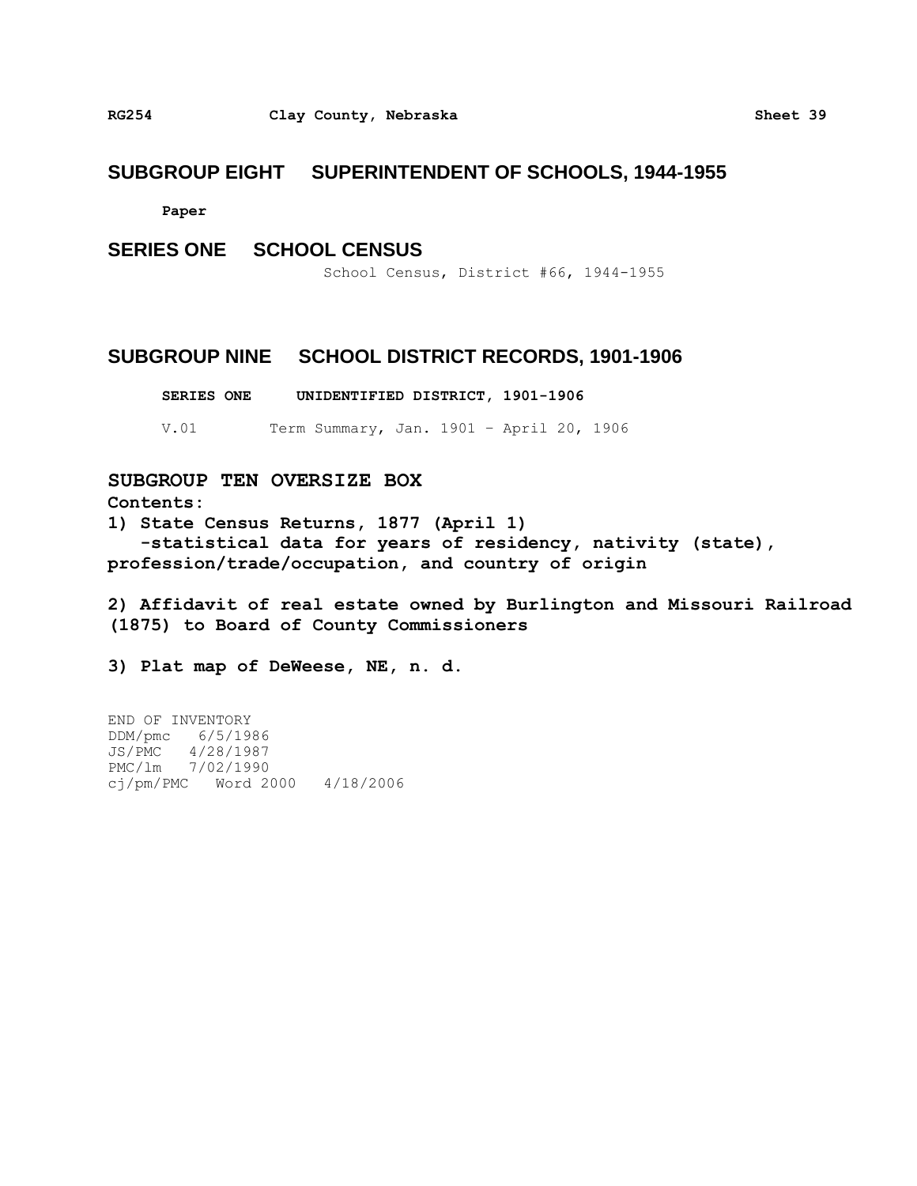## SUBGROUP EIGHT SUPERINTENDENT OF SCHOOLS, 1944-1955

**Paper**

## SERIES ONE SCHOOL CENSUS

School Census, District #66, 1944-1955

## SUBGROUP NINE SCHOOL DISTRICT RECORDS, 1901-1906

**SERIES ONE UNIDENTIFIED DISTRICT, 1901-1906**

V.01 Term Summary, Jan. 1901 – April 20, 1906

## SUBGROUP TEN OVERSIZE BOX

**Contents:**

**1) State Census Returns, 1877 (April 1)**
**-statistical data for years of residency, nativity (state), profession/trade/occupation, and country of origin**

**2) Affidavit of real estate owned by Burlington and Missouri Railroad (1875) to Board of County Commissioners**

**3) Plat map of DeWeese, NE, n. d.**

END OF INVENTORY
DDM/pmc 6/5/1986
JS/PMC 4/28/1987
PMC/lm 7/02/1990
cj/pm/PMC Word 2000 4/18/2006